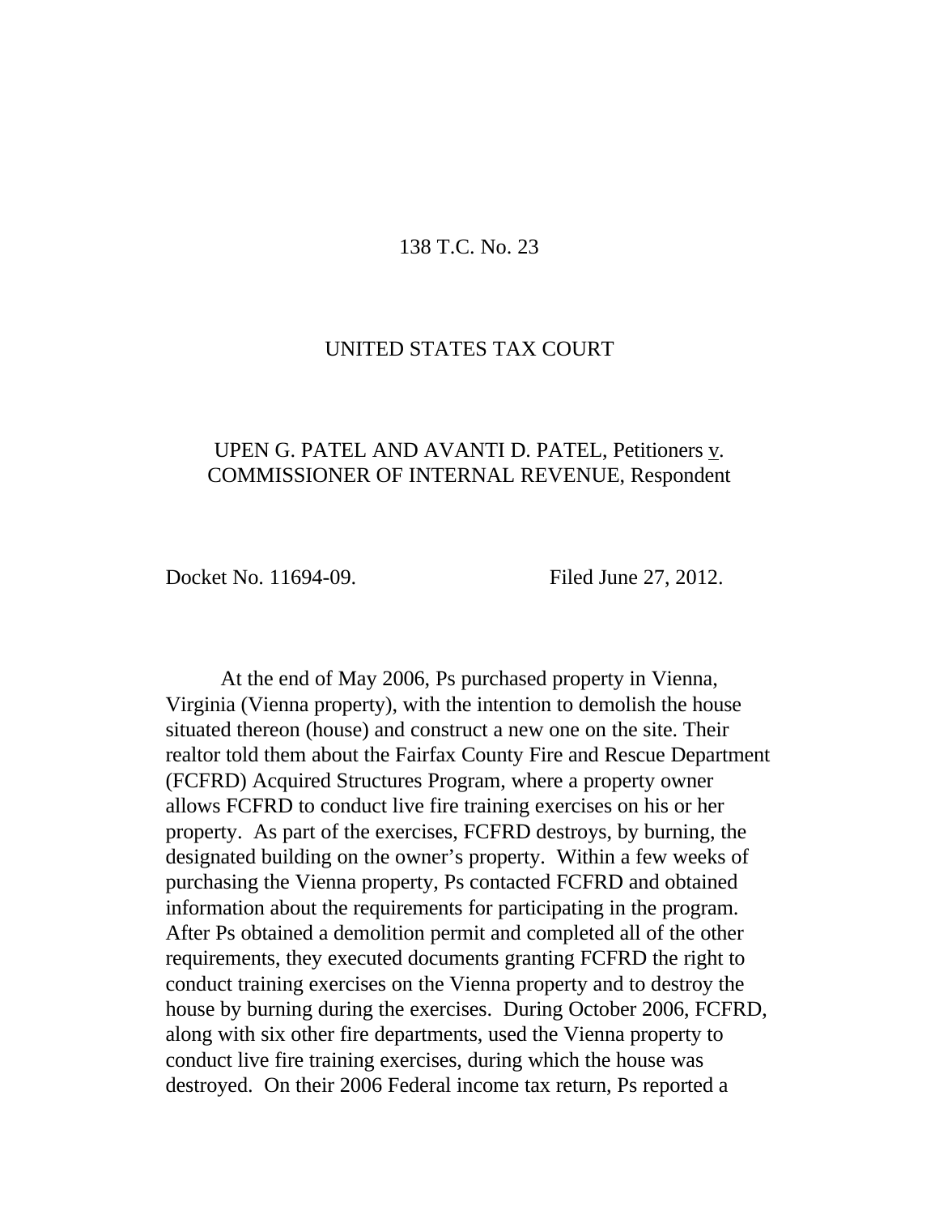138 T.C. No. 23

UNITED STATES TAX COURT

UPEN G. PATEL AND AVANTI D. PATEL, Petitioners v. COMMISSIONER OF INTERNAL REVENUE, Respondent

Docket No. 11694-09. Filed June 27, 2012.

At the end of May 2006, Ps purchased property in Vienna, Virginia (Vienna property), with the intention to demolish the house situated thereon (house) and construct a new one on the site. Their realtor told them about the Fairfax County Fire and Rescue Department (FCFRD) Acquired Structures Program, where a property owner allows FCFRD to conduct live fire training exercises on his or her property. As part of the exercises, FCFRD destroys, by burning, the designated building on the owner's property. Within a few weeks of purchasing the Vienna property, Ps contacted FCFRD and obtained information about the requirements for participating in the program. After Ps obtained a demolition permit and completed all of the other requirements, they executed documents granting FCFRD the right to conduct training exercises on the Vienna property and to destroy the house by burning during the exercises. During October 2006, FCFRD, along with six other fire departments, used the Vienna property to conduct live fire training exercises, during which the house was destroyed. On their 2006 Federal income tax return, Ps reported a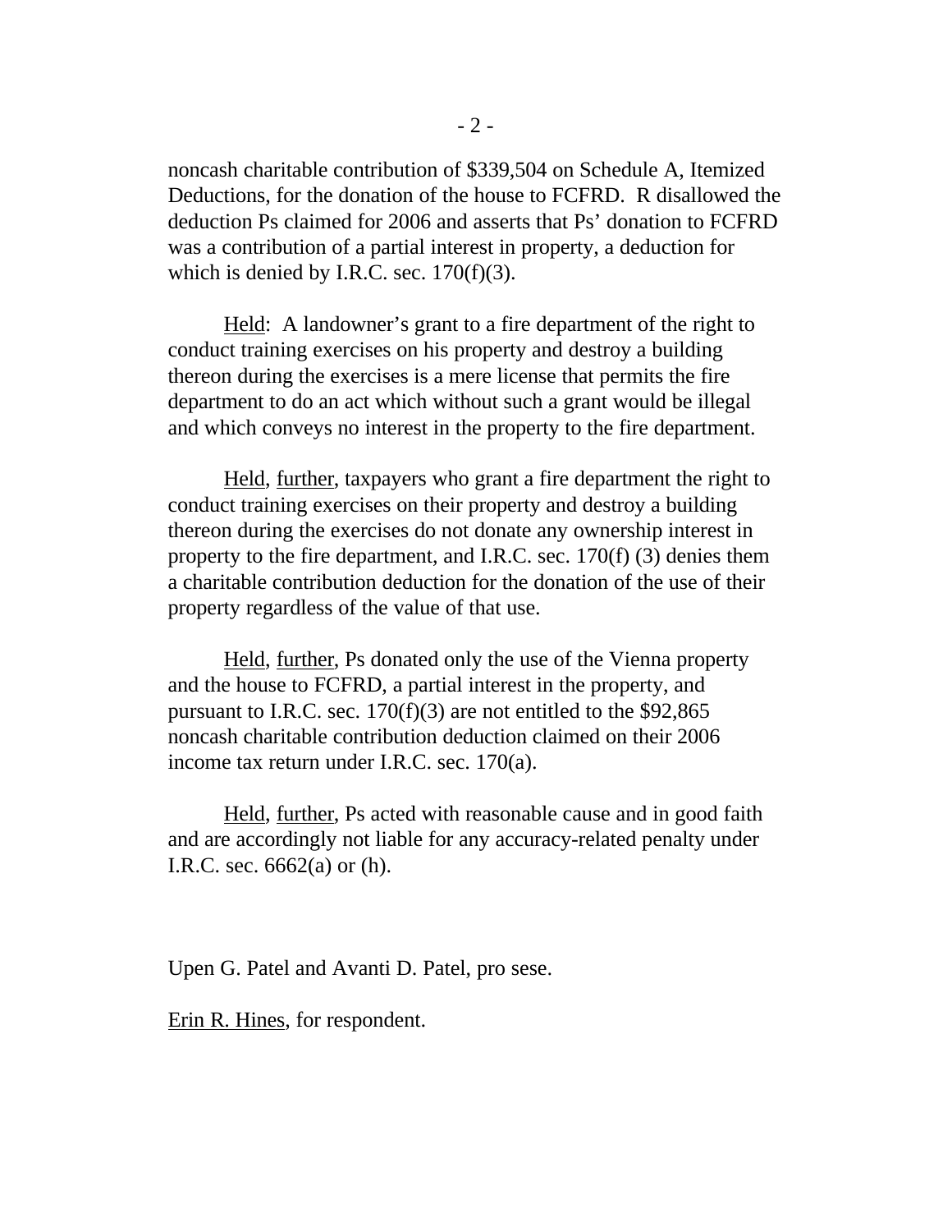noncash charitable contribution of $339,504 on Schedule A, Itemized Deductions, for the donation of the house to FCFRD. R disallowed the deduction Ps claimed for 2006 and asserts that Ps' donation to FCFRD was a contribution of a partial interest in property, a deduction for which is denied by I.R.C. sec. 170(f)(3).

Held: A landowner's grant to a fire department of the right to conduct training exercises on his property and destroy a building thereon during the exercises is a mere license that permits the fire department to do an act which without such a grant would be illegal and which conveys no interest in the property to the fire department.

Held, further, taxpayers who grant a fire department the right to conduct training exercises on their property and destroy a building thereon during the exercises do not donate any ownership interest in property to the fire department, and I.R.C. sec. 170(f) (3) denies them a charitable contribution deduction for the donation of the use of their property regardless of the value of that use.

Held, further, Ps donated only the use of the Vienna property and the house to FCFRD, a partial interest in the property, and pursuant to I.R.C. sec. 170(f)(3) are not entitled to the $92,865 noncash charitable contribution deduction claimed on their 2006 income tax return under I.R.C. sec. 170(a).

Held, further, Ps acted with reasonable cause and in good faith and are accordingly not liable for any accuracy-related penalty under I.R.C. sec. 6662(a) or (h).

Upen G. Patel and Avanti D. Patel, pro sese.

Erin R. Hines, for respondent.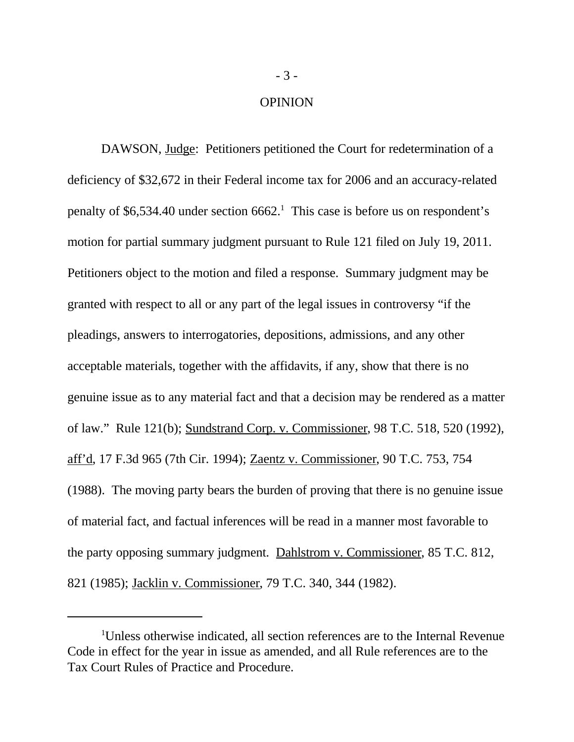# OPINION

DAWSON, Judge: Petitioners petitioned the Court for redetermination of a deficiency of $32,672 in their Federal income tax for 2006 and an accuracy-related penalty of $6,534.40 under section 6662.[1] This case is before us on respondent's motion for partial summary judgment pursuant to Rule 121 filed on July 19, 2011. Petitioners object to the motion and filed a response. Summary judgment may be granted with respect to all or any part of the legal issues in controversy "if the pleadings, answers to interrogatories, depositions, admissions, and any other acceptable materials, together with the affidavits, if any, show that there is no genuine issue as to any material fact and that a decision may be rendered as a matter of law." Rule 121(b); Sundstrand Corp. v. Commissioner, 98 T.C. 518, 520 (1992), aff'd, 17 F.3d 965 (7th Cir. 1994); Zaentz v. Commissioner, 90 T.C. 753, 754 (1988). The moving party bears the burden of proving that there is no genuine issue of material fact, and factual inferences will be read in a manner most favorable to the party opposing summary judgment. Dahlstrom v. Commissioner, 85 T.C. 812, 821 (1985); Jacklin v. Commissioner, 79 T.C. 340, 344 (1982).

---

[1]Unless otherwise indicated, all section references are to the Internal Revenue Code in effect for the year in issue as amended, and all Rule references are to the Tax Court Rules of Practice and Procedure.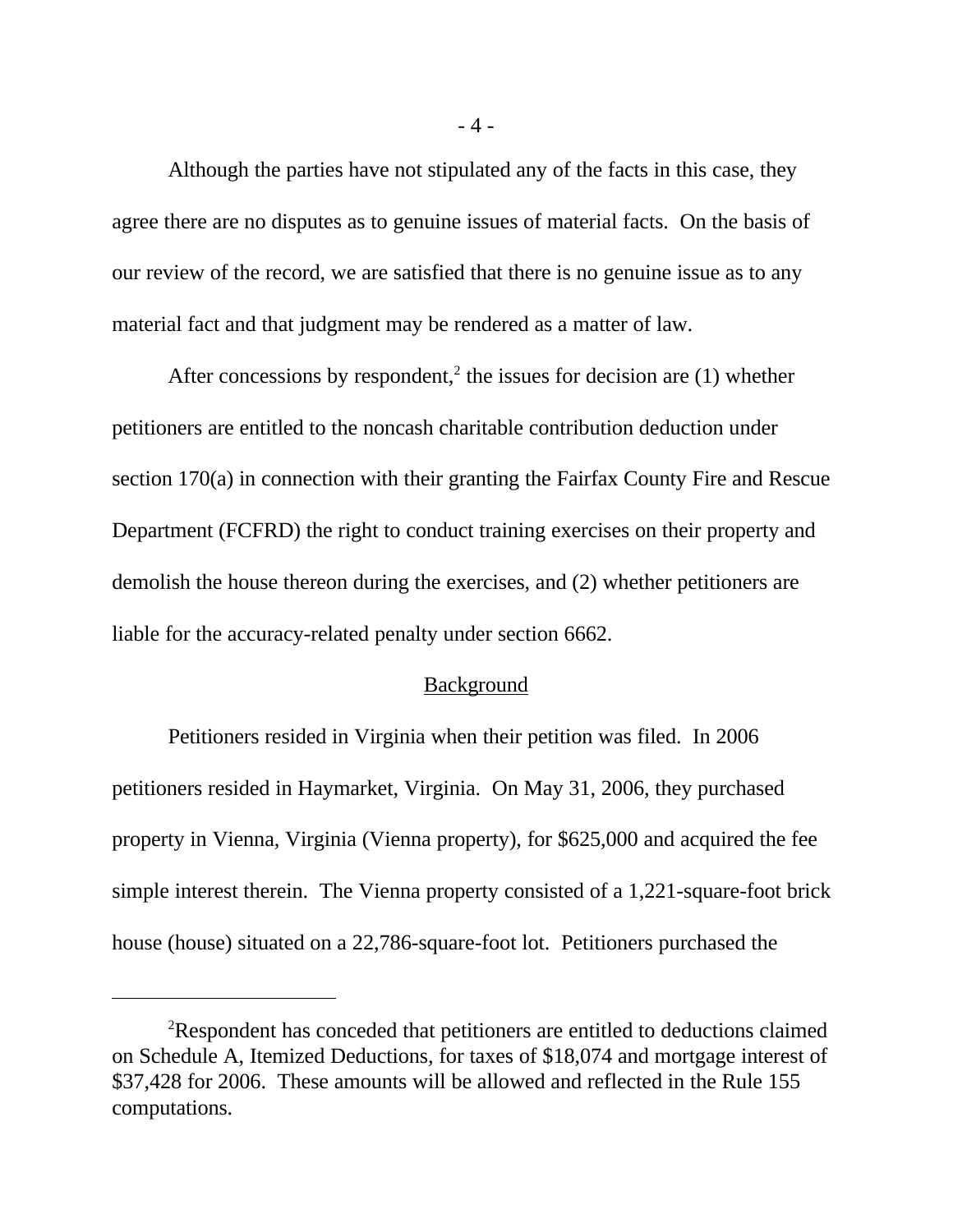Although the parties have not stipulated any of the facts in this case, they agree there are no disputes as to genuine issues of material facts. On the basis of our review of the record, we are satisfied that there is no genuine issue as to any material fact and that judgment may be rendered as a matter of law.

After concessions by respondent,[2] the issues for decision are (1) whether petitioners are entitled to the noncash charitable contribution deduction under section 170(a) in connection with their granting the Fairfax County Fire and Rescue Department (FCFRD) the right to conduct training exercises on their property and demolish the house thereon during the exercises, and (2) whether petitioners are liable for the accuracy-related penalty under section 6662.

## Background

Petitioners resided in Virginia when their petition was filed. In 2006 petitioners resided in Haymarket, Virginia. On May 31, 2006, they purchased property in Vienna, Virginia (Vienna property), for $625,000 and acquired the fee simple interest therein. The Vienna property consisted of a 1,221-square-foot brick house (house) situated on a 22,786-square-foot lot. Petitioners purchased the

---

[2] Respondent has conceded that petitioners are entitled to deductions claimed on Schedule A, Itemized Deductions, for taxes of $18,074 and mortgage interest of $37,428 for 2006. These amounts will be allowed and reflected in the Rule 155 computations.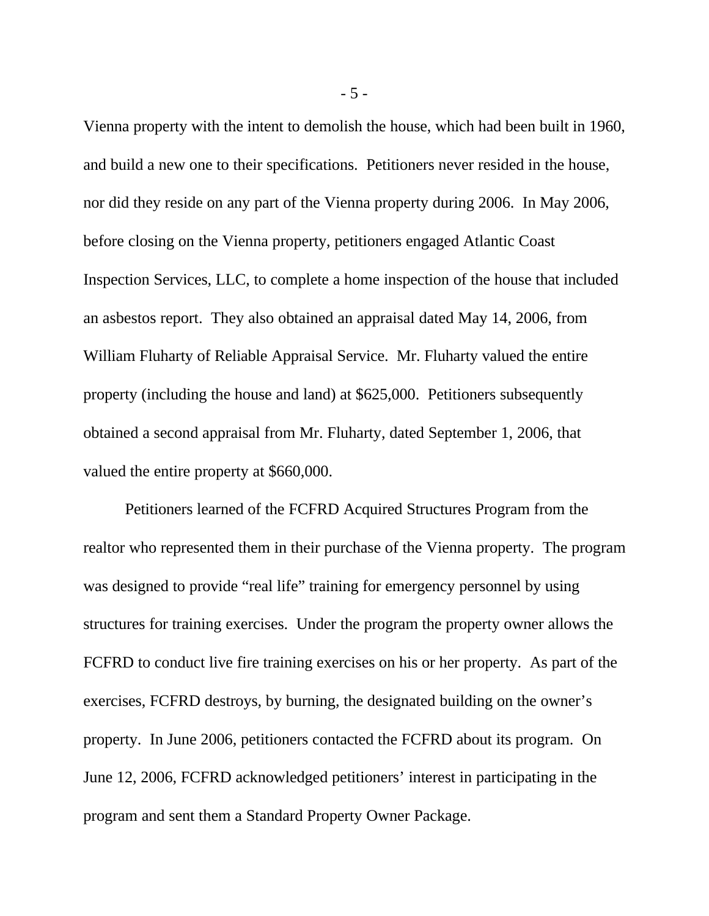Vienna property with the intent to demolish the house, which had been built in 1960, and build a new one to their specifications. Petitioners never resided in the house, nor did they reside on any part of the Vienna property during 2006. In May 2006, before closing on the Vienna property, petitioners engaged Atlantic Coast Inspection Services, LLC, to complete a home inspection of the house that included an asbestos report. They also obtained an appraisal dated May 14, 2006, from William Fluharty of Reliable Appraisal Service. Mr. Fluharty valued the entire property (including the house and land) at $625,000. Petitioners subsequently obtained a second appraisal from Mr. Fluharty, dated September 1, 2006, that valued the entire property at $660,000.

Petitioners learned of the FCFRD Acquired Structures Program from the realtor who represented them in their purchase of the Vienna property. The program was designed to provide "real life" training for emergency personnel by using structures for training exercises. Under the program the property owner allows the FCFRD to conduct live fire training exercises on his or her property. As part of the exercises, FCFRD destroys, by burning, the designated building on the owner's property. In June 2006, petitioners contacted the FCFRD about its program. On June 12, 2006, FCFRD acknowledged petitioners' interest in participating in the program and sent them a Standard Property Owner Package.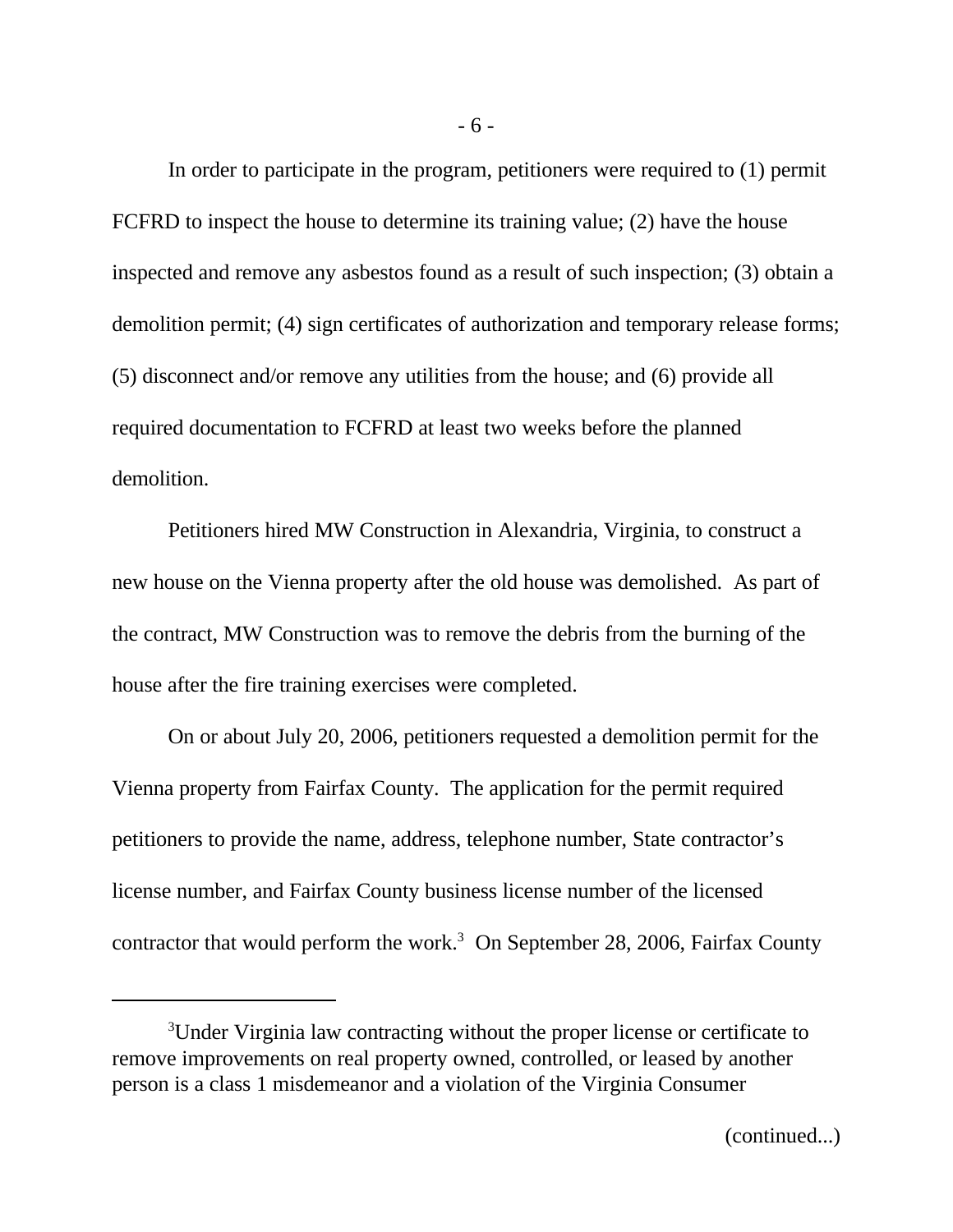In order to participate in the program, petitioners were required to (1) permit FCFRD to inspect the house to determine its training value; (2) have the house inspected and remove any asbestos found as a result of such inspection; (3) obtain a demolition permit; (4) sign certificates of authorization and temporary release forms; (5) disconnect and/or remove any utilities from the house; and (6) provide all required documentation to FCFRD at least two weeks before the planned demolition.

Petitioners hired MW Construction in Alexandria, Virginia, to construct a new house on the Vienna property after the old house was demolished. As part of the contract, MW Construction was to remove the debris from the burning of the house after the fire training exercises were completed.

On or about July 20, 2006, petitioners requested a demolition permit for the Vienna property from Fairfax County. The application for the permit required petitioners to provide the name, address, telephone number, State contractor's license number, and Fairfax County business license number of the licensed contractor that would perform the work.[3] On September 28, 2006, Fairfax County

---

[3]Under Virginia law contracting without the proper license or certificate to remove improvements on real property owned, controlled, or leased by another person is a class 1 misdemeanor and a violation of the Virginia Consumer

(continued...)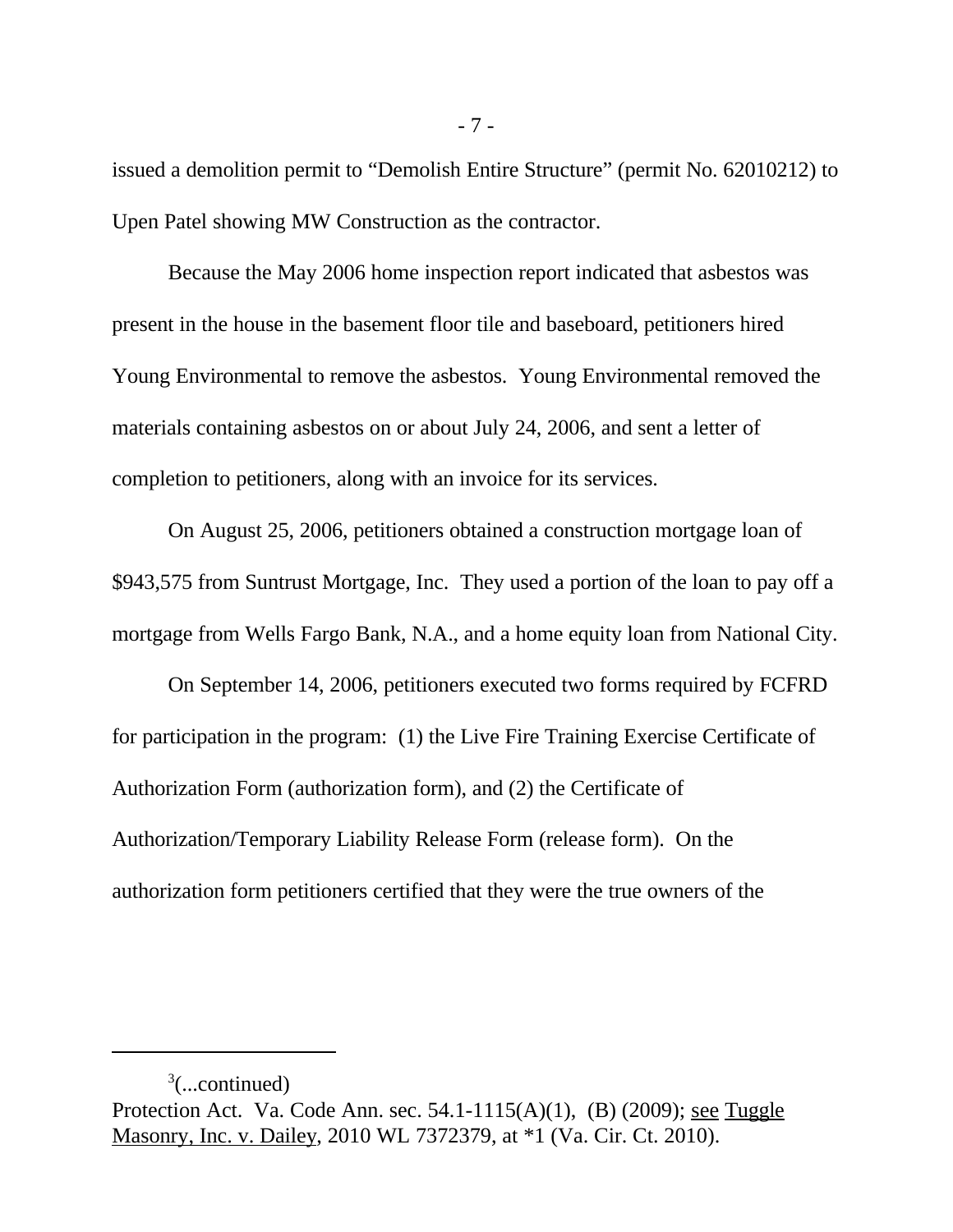issued a demolition permit to "Demolish Entire Structure" (permit No. 62010212) to Upen Patel showing MW Construction as the contractor.

Because the May 2006 home inspection report indicated that asbestos was present in the house in the basement floor tile and baseboard, petitioners hired Young Environmental to remove the asbestos. Young Environmental removed the materials containing asbestos on or about July 24, 2006, and sent a letter of completion to petitioners, along with an invoice for its services.

On August 25, 2006, petitioners obtained a construction mortgage loan of $943,575 from Suntrust Mortgage, Inc. They used a portion of the loan to pay off a mortgage from Wells Fargo Bank, N.A., and a home equity loan from National City.

On September 14, 2006, petitioners executed two forms required by FCFRD for participation in the program: (1) the Live Fire Training Exercise Certificate of Authorization Form (authorization form), and (2) the Certificate of Authorization/Temporary Liability Release Form (release form). On the authorization form petitioners certified that they were the true owners of the

---

[3](...continued)
Protection Act. Va. Code Ann. sec. 54.1-1115(A)(1), (B) (2009); see Tuggle Masonry, Inc. v. Dailey, 2010 WL 7372379, at *1 (Va. Cir. Ct. 2010).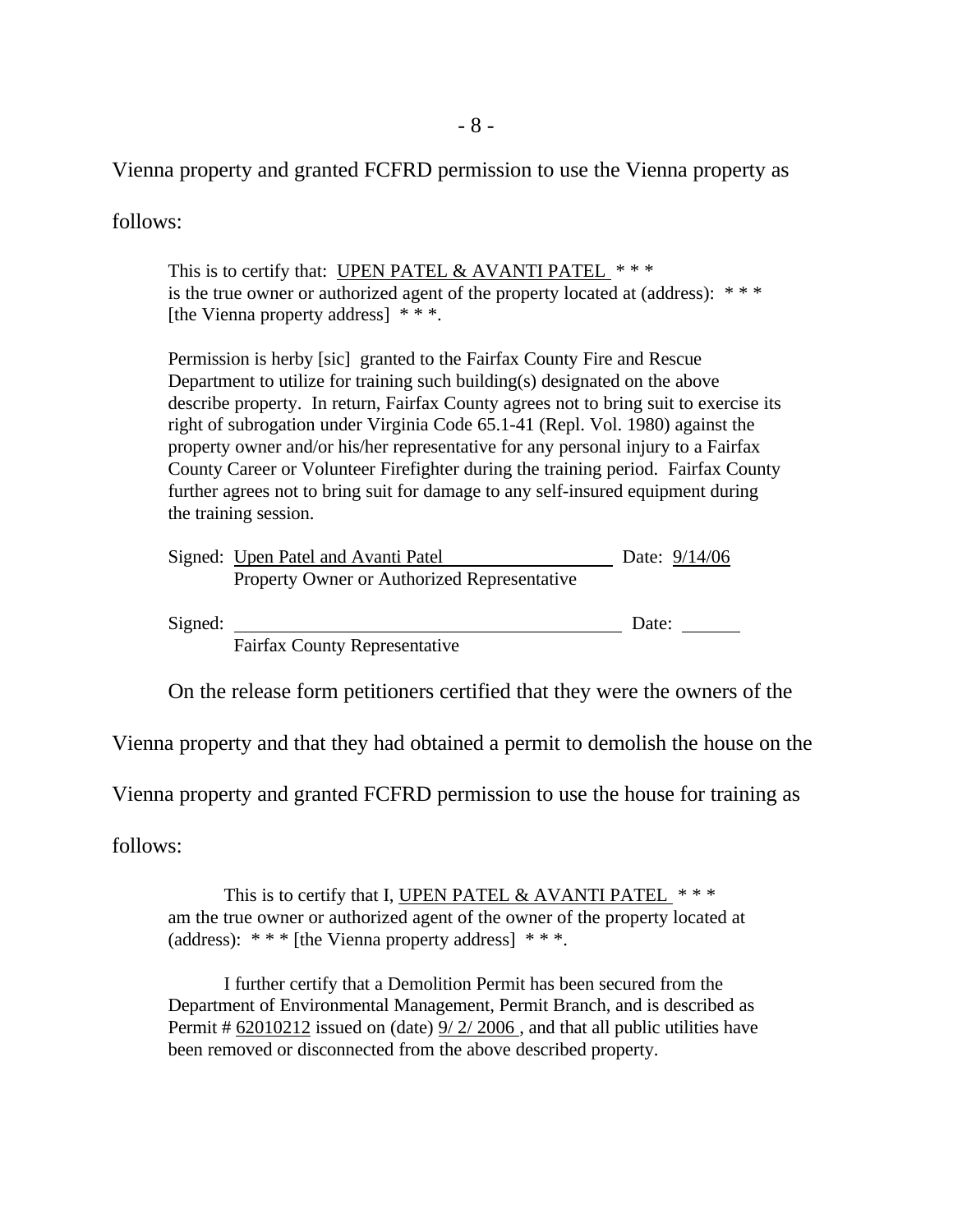Vienna property and granted FCFRD permission to use the Vienna property as follows:

> This is to certify that: UPEN PATEL & AVANTI PATEL * * * is the true owner or authorized agent of the property located at (address): * * * [the Vienna property address] * * *.
>
> Permission is herby [sic] granted to the Fairfax County Fire and Rescue Department to utilize for training such building(s) designated on the above describe property. In return, Fairfax County agrees not to bring suit to exercise its right of subrogation under Virginia Code 65.1-41 (Repl. Vol. 1980) against the property owner and/or his/her representative for any personal injury to a Fairfax County Career or Volunteer Firefighter during the training period. Fairfax County further agrees not to bring suit for damage to any self-insured equipment during the training session.
>
> Signed: Upen Patel and Avanti Patel ____________ Date: 9/14/06
> Property Owner or Authorized Representative
>
> Signed: ________________________________ Date: ______
> Fairfax County Representative

On the release form petitioners certified that they were the owners of the Vienna property and that they had obtained a permit to demolish the house on the Vienna property and granted FCFRD permission to use the house for training as follows:

> This is to certify that I, UPEN PATEL & AVANTI PATEL * * * am the true owner or authorized agent of the owner of the property located at (address): * * * [the Vienna property address] * * *.
>
> I further certify that a Demolition Permit has been secured from the Department of Environmental Management, Permit Branch, and is described as Permit # 62010212 issued on (date) 9/ 2/ 2006 , and that all public utilities have been removed or disconnected from the above described property.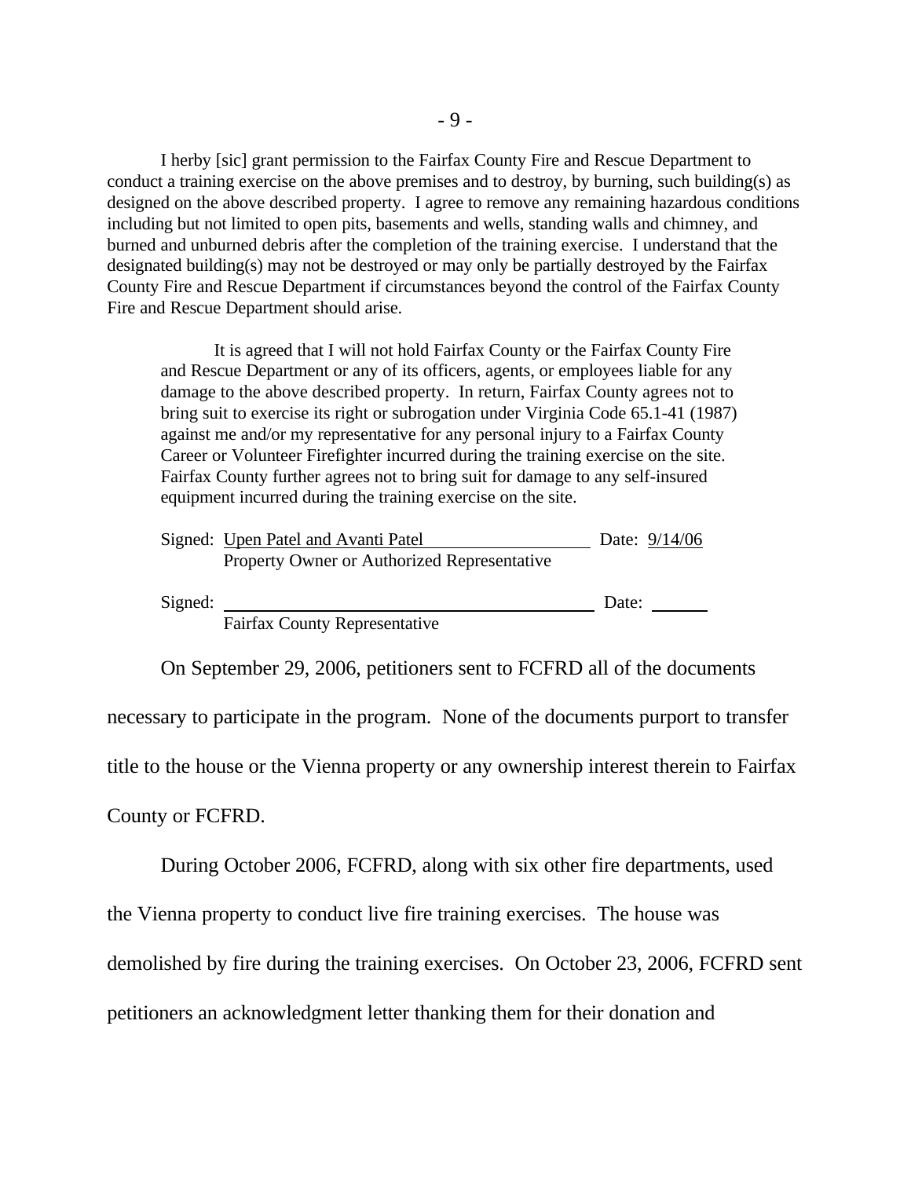I herby [sic] grant permission to the Fairfax County Fire and Rescue Department to conduct a training exercise on the above premises and to destroy, by burning, such building(s) as designed on the above described property. I agree to remove any remaining hazardous conditions including but not limited to open pits, basements and wells, standing walls and chimney, and burned and unburned debris after the completion of the training exercise. I understand that the designated building(s) may not be destroyed or may only be partially destroyed by the Fairfax County Fire and Rescue Department if circumstances beyond the control of the Fairfax County Fire and Rescue Department should arise.

> It is agreed that I will not hold Fairfax County or the Fairfax County Fire and Rescue Department or any of its officers, agents, or employees liable for any damage to the above described property. In return, Fairfax County agrees not to bring suit to exercise its right or subrogation under Virginia Code 65.1-41 (1987) against me and/or my representative for any personal injury to a Fairfax County Career or Volunteer Firefighter incurred during the training exercise on the site. Fairfax County further agrees not to bring suit for damage to any self-insured equipment incurred during the training exercise on the site.
>
> Signed: Upen Patel and Avanti Patel ____________ Date: 9/14/06
> Property Owner or Authorized Representative
>
> Signed: ______________________________ Date: ______
> Fairfax County Representative

On September 29, 2006, petitioners sent to FCFRD all of the documents necessary to participate in the program. None of the documents purport to transfer title to the house or the Vienna property or any ownership interest therein to Fairfax County or FCFRD.

During October 2006, FCFRD, along with six other fire departments, used the Vienna property to conduct live fire training exercises. The house was demolished by fire during the training exercises. On October 23, 2006, FCFRD sent petitioners an acknowledgment letter thanking them for their donation and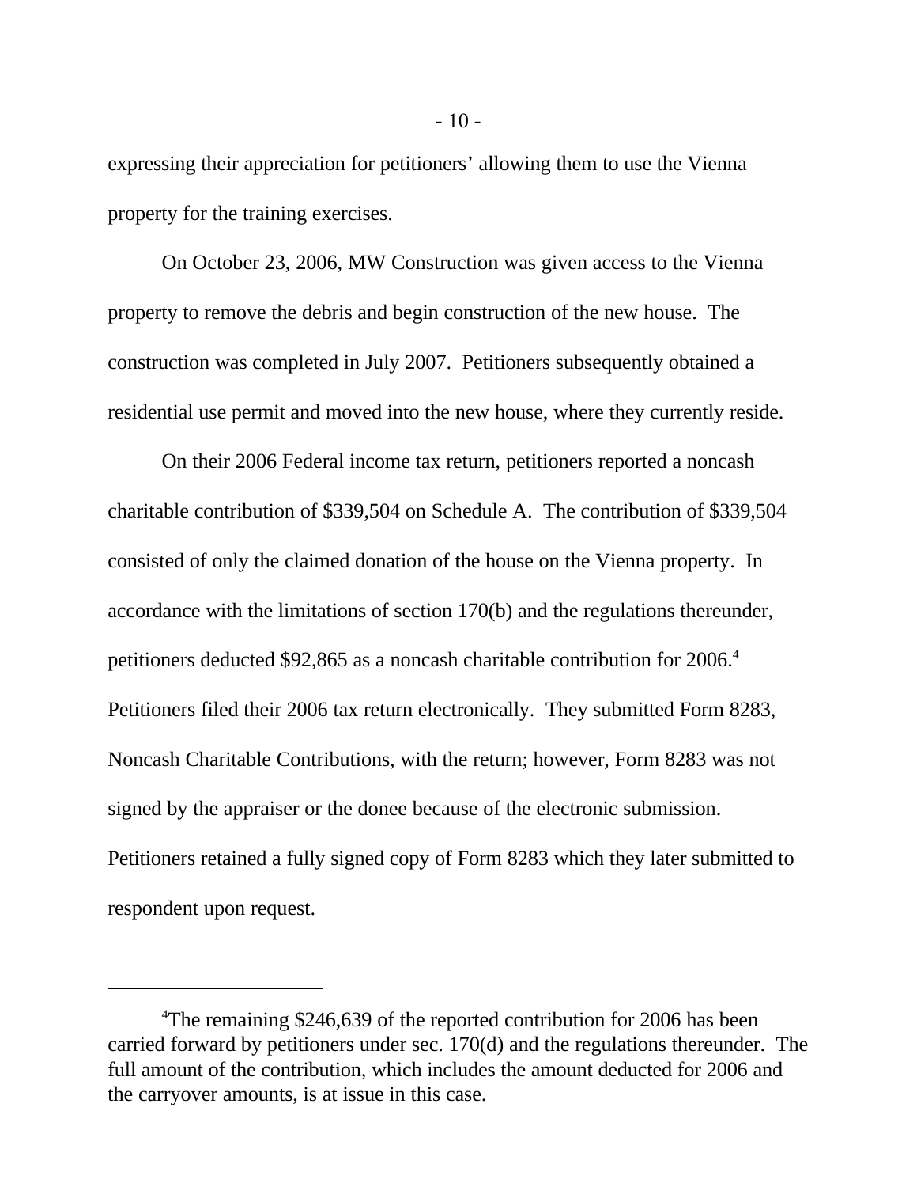expressing their appreciation for petitioners' allowing them to use the Vienna property for the training exercises.

On October 23, 2006, MW Construction was given access to the Vienna property to remove the debris and begin construction of the new house. The construction was completed in July 2007. Petitioners subsequently obtained a residential use permit and moved into the new house, where they currently reside.

On their 2006 Federal income tax return, petitioners reported a noncash charitable contribution of $339,504 on Schedule A. The contribution of $339,504 consisted of only the claimed donation of the house on the Vienna property. In accordance with the limitations of section 170(b) and the regulations thereunder, petitioners deducted $92,865 as a noncash charitable contribution for 2006.[4] Petitioners filed their 2006 tax return electronically. They submitted Form 8283, Noncash Charitable Contributions, with the return; however, Form 8283 was not signed by the appraiser or the donee because of the electronic submission. Petitioners retained a fully signed copy of Form 8283 which they later submitted to respondent upon request.

---

[4]The remaining $246,639 of the reported contribution for 2006 has been carried forward by petitioners under sec. 170(d) and the regulations thereunder. The full amount of the contribution, which includes the amount deducted for 2006 and the carryover amounts, is at issue in this case.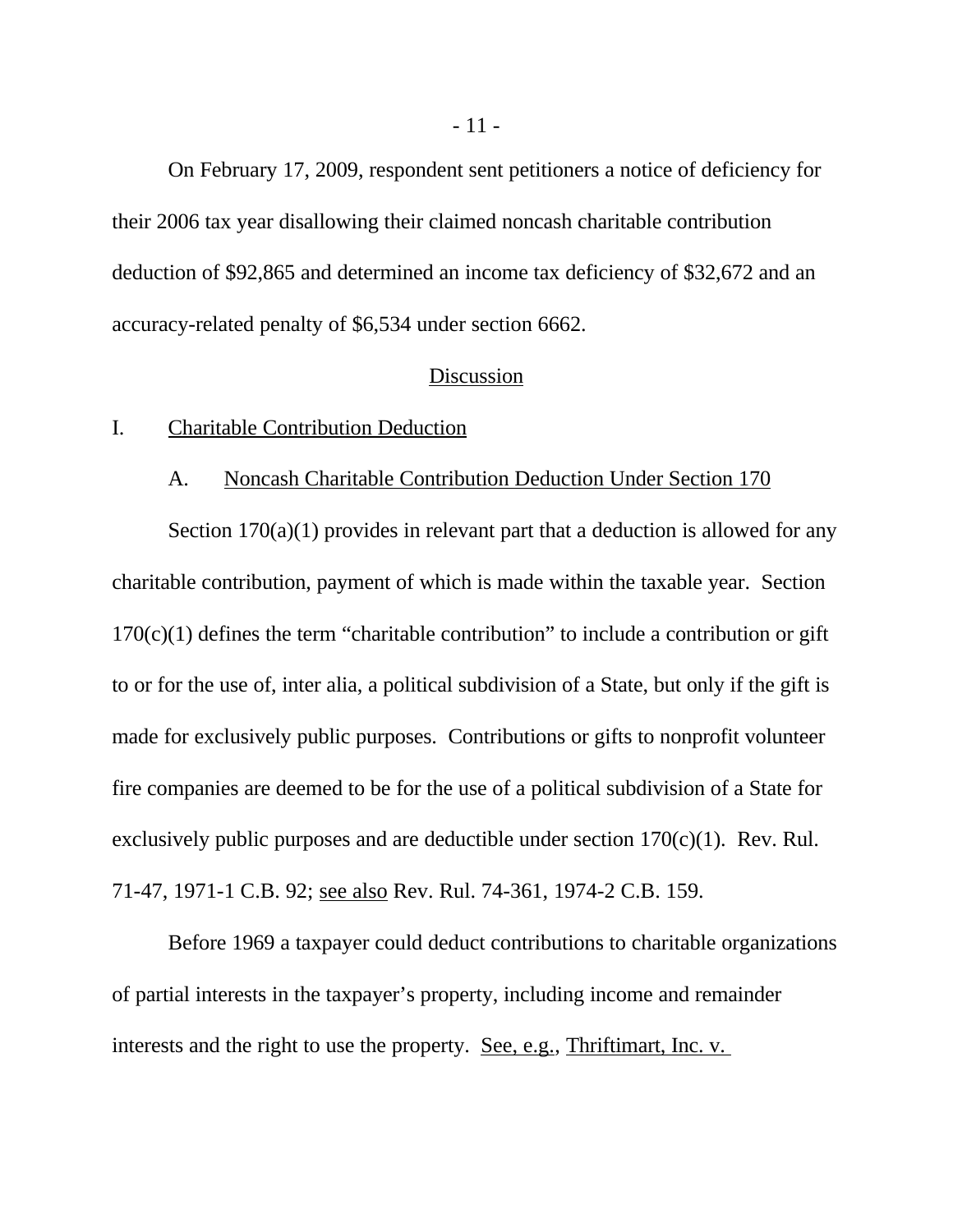On February 17, 2009, respondent sent petitioners a notice of deficiency for their 2006 tax year disallowing their claimed noncash charitable contribution deduction of $92,865 and determined an income tax deficiency of $32,672 and an accuracy-related penalty of $6,534 under section 6662.

## Discussion

### I. Charitable Contribution Deduction

#### A. Noncash Charitable Contribution Deduction Under Section 170

Section 170(a)(1) provides in relevant part that a deduction is allowed for any charitable contribution, payment of which is made within the taxable year. Section 170(c)(1) defines the term "charitable contribution" to include a contribution or gift to or for the use of, inter alia, a political subdivision of a State, but only if the gift is made for exclusively public purposes. Contributions or gifts to nonprofit volunteer fire companies are deemed to be for the use of a political subdivision of a State for exclusively public purposes and are deductible under section 170(c)(1). Rev. Rul. 71-47, 1971-1 C.B. 92; see also Rev. Rul. 74-361, 1974-2 C.B. 159.

Before 1969 a taxpayer could deduct contributions to charitable organizations of partial interests in the taxpayer's property, including income and remainder interests and the right to use the property. See, e.g., Thriftimart, Inc. v.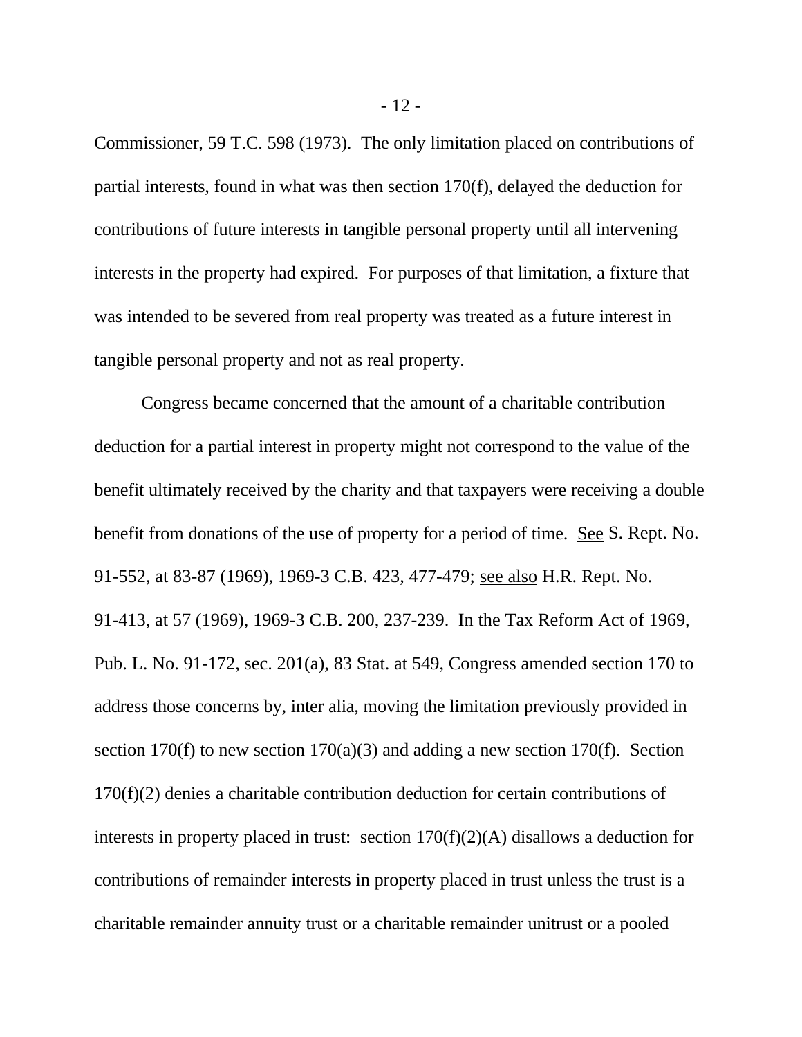Commissioner, 59 T.C. 598 (1973). The only limitation placed on contributions of partial interests, found in what was then section 170(f), delayed the deduction for contributions of future interests in tangible personal property until all intervening interests in the property had expired. For purposes of that limitation, a fixture that was intended to be severed from real property was treated as a future interest in tangible personal property and not as real property.

Congress became concerned that the amount of a charitable contribution deduction for a partial interest in property might not correspond to the value of the benefit ultimately received by the charity and that taxpayers were receiving a double benefit from donations of the use of property for a period of time. See S. Rept. No. 91-552, at 83-87 (1969), 1969-3 C.B. 423, 477-479; see also H.R. Rept. No. 91-413, at 57 (1969), 1969-3 C.B. 200, 237-239. In the Tax Reform Act of 1969, Pub. L. No. 91-172, sec. 201(a), 83 Stat. at 549, Congress amended section 170 to address those concerns by, inter alia, moving the limitation previously provided in section 170(f) to new section 170(a)(3) and adding a new section 170(f). Section 170(f)(2) denies a charitable contribution deduction for certain contributions of interests in property placed in trust: section 170(f)(2)(A) disallows a deduction for contributions of remainder interests in property placed in trust unless the trust is a charitable remainder annuity trust or a charitable remainder unitrust or a pooled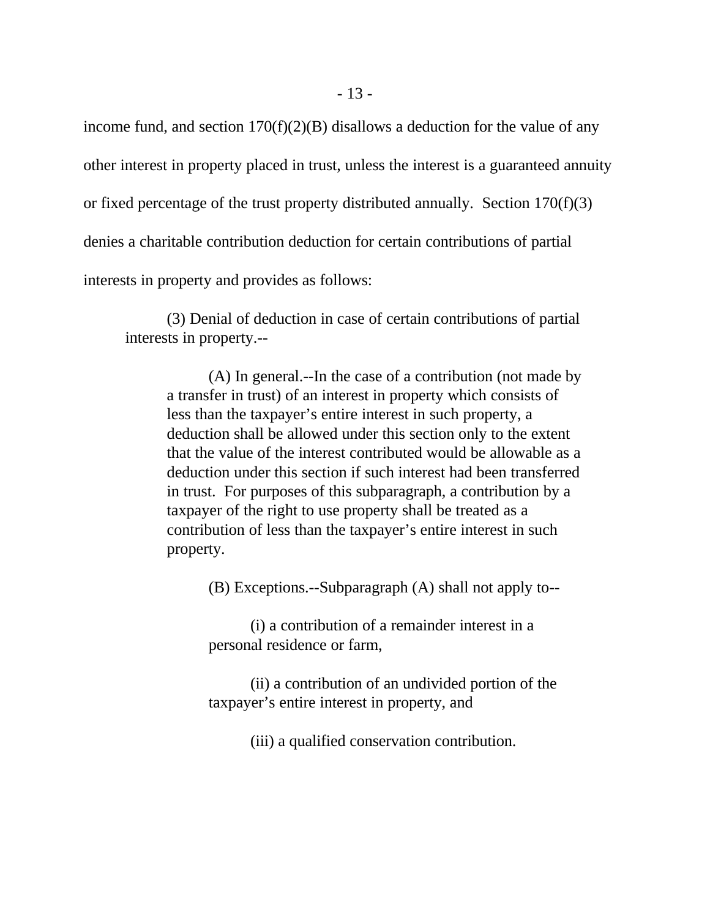income fund, and section 170(f)(2)(B) disallows a deduction for the value of any other interest in property placed in trust, unless the interest is a guaranteed annuity or fixed percentage of the trust property distributed annually. Section 170(f)(3) denies a charitable contribution deduction for certain contributions of partial interests in property and provides as follows:

> (3) Denial of deduction in case of certain contributions of partial interests in property.--
>
>> (A) In general.--In the case of a contribution (not made by a transfer in trust) of an interest in property which consists of less than the taxpayer's entire interest in such property, a deduction shall be allowed under this section only to the extent that the value of the interest contributed would be allowable as a deduction under this section if such interest had been transferred in trust. For purposes of this subparagraph, a contribution by a taxpayer of the right to use property shall be treated as a contribution of less than the taxpayer's entire interest in such property.
>>
>> (B) Exceptions.--Subparagraph (A) shall not apply to--
>>
>>> (i) a contribution of a remainder interest in a personal residence or farm,
>>>
>>> (ii) a contribution of an undivided portion of the taxpayer's entire interest in property, and
>>>
>>> (iii) a qualified conservation contribution.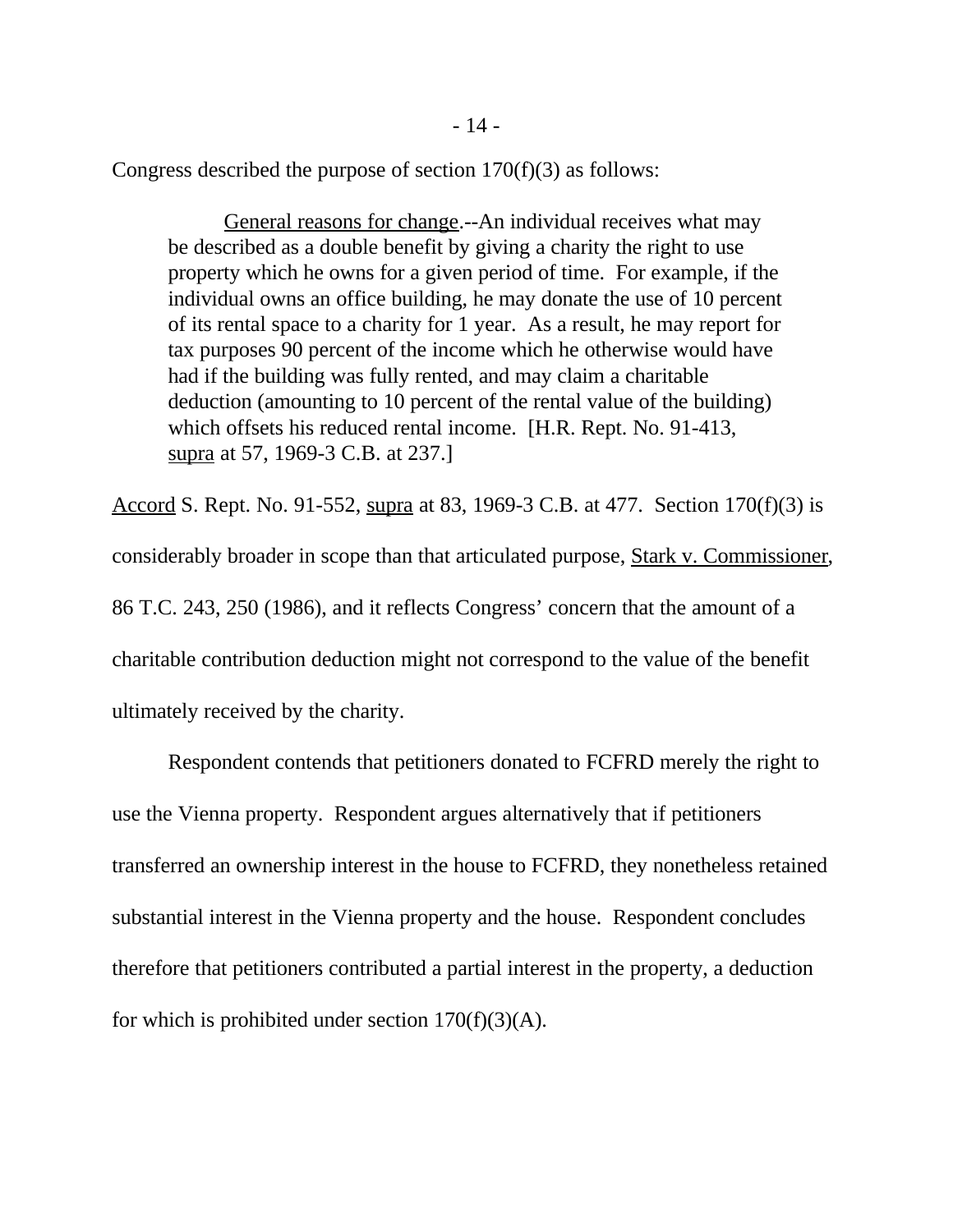Congress described the purpose of section 170(f)(3) as follows:

> General reasons for change.--An individual receives what may be described as a double benefit by giving a charity the right to use property which he owns for a given period of time. For example, if the individual owns an office building, he may donate the use of 10 percent of its rental space to a charity for 1 year. As a result, he may report for tax purposes 90 percent of the income which he otherwise would have had if the building was fully rented, and may claim a charitable deduction (amounting to 10 percent of the rental value of the building) which offsets his reduced rental income. [H.R. Rept. No. 91-413, supra at 57, 1969-3 C.B. at 237.]

Accord S. Rept. No. 91-552, supra at 83, 1969-3 C.B. at 477. Section 170(f)(3) is considerably broader in scope than that articulated purpose, Stark v. Commissioner, 86 T.C. 243, 250 (1986), and it reflects Congress' concern that the amount of a charitable contribution deduction might not correspond to the value of the benefit ultimately received by the charity.

Respondent contends that petitioners donated to FCFRD merely the right to use the Vienna property. Respondent argues alternatively that if petitioners transferred an ownership interest in the house to FCFRD, they nonetheless retained substantial interest in the Vienna property and the house. Respondent concludes therefore that petitioners contributed a partial interest in the property, a deduction for which is prohibited under section 170(f)(3)(A).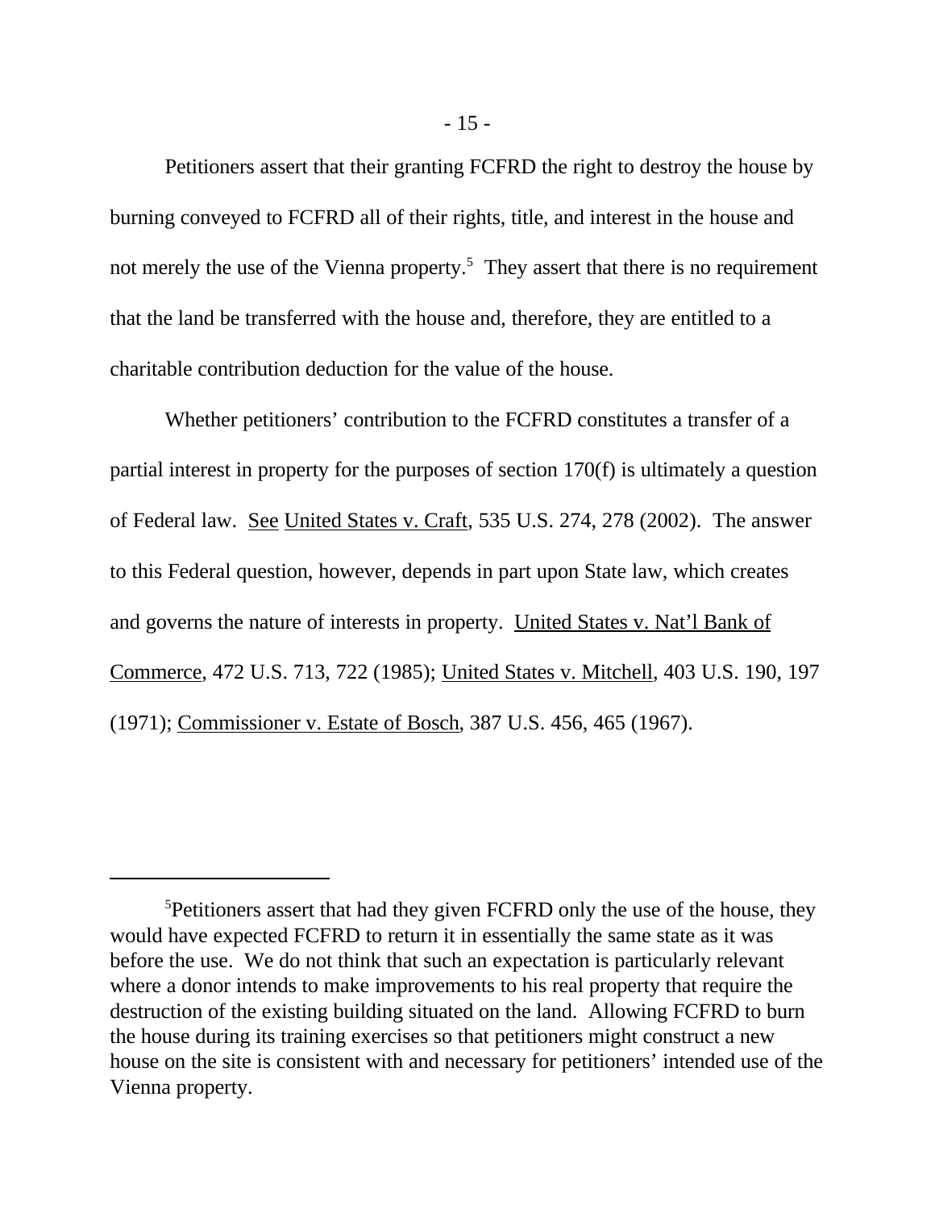Petitioners assert that their granting FCFRD the right to destroy the house by burning conveyed to FCFRD all of their rights, title, and interest in the house and not merely the use of the Vienna property.[5] They assert that there is no requirement that the land be transferred with the house and, therefore, they are entitled to a charitable contribution deduction for the value of the house.

Whether petitioners' contribution to the FCFRD constitutes a transfer of a partial interest in property for the purposes of section 170(f) is ultimately a question of Federal law. See United States v. Craft, 535 U.S. 274, 278 (2002). The answer to this Federal question, however, depends in part upon State law, which creates and governs the nature of interests in property. United States v. Nat'l Bank of Commerce, 472 U.S. 713, 722 (1985); United States v. Mitchell, 403 U.S. 190, 197 (1971); Commissioner v. Estate of Bosch, 387 U.S. 456, 465 (1967).

---

[5]Petitioners assert that had they given FCFRD only the use of the house, they would have expected FCFRD to return it in essentially the same state as it was before the use. We do not think that such an expectation is particularly relevant where a donor intends to make improvements to his real property that require the destruction of the existing building situated on the land. Allowing FCFRD to burn the house during its training exercises so that petitioners might construct a new house on the site is consistent with and necessary for petitioners' intended use of the Vienna property.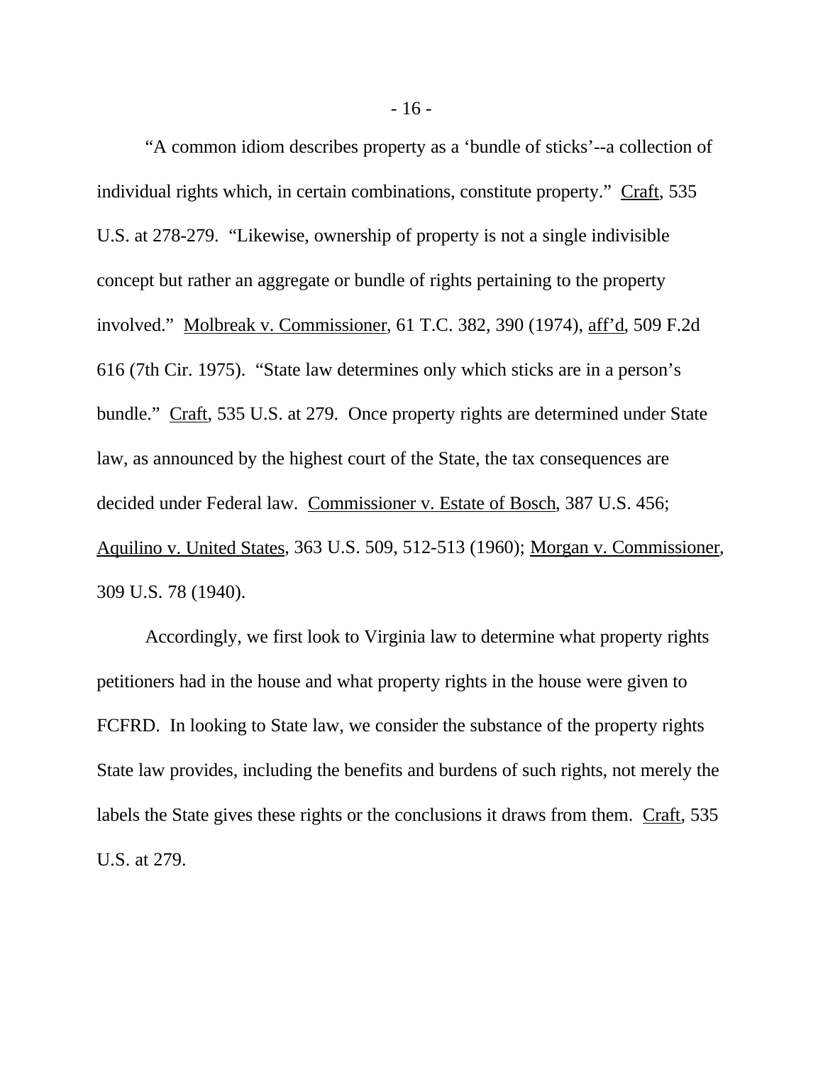"A common idiom describes property as a 'bundle of sticks'--a collection of individual rights which, in certain combinations, constitute property." Craft, 535 U.S. at 278-279. "Likewise, ownership of property is not a single indivisible concept but rather an aggregate or bundle of rights pertaining to the property involved." Molbreak v. Commissioner, 61 T.C. 382, 390 (1974), aff'd, 509 F.2d 616 (7th Cir. 1975). "State law determines only which sticks are in a person's bundle." Craft, 535 U.S. at 279. Once property rights are determined under State law, as announced by the highest court of the State, the tax consequences are decided under Federal law. Commissioner v. Estate of Bosch, 387 U.S. 456; Aquilino v. United States, 363 U.S. 509, 512-513 (1960); Morgan v. Commissioner, 309 U.S. 78 (1940).

Accordingly, we first look to Virginia law to determine what property rights petitioners had in the house and what property rights in the house were given to FCFRD. In looking to State law, we consider the substance of the property rights State law provides, including the benefits and burdens of such rights, not merely the labels the State gives these rights or the conclusions it draws from them. Craft, 535 U.S. at 279.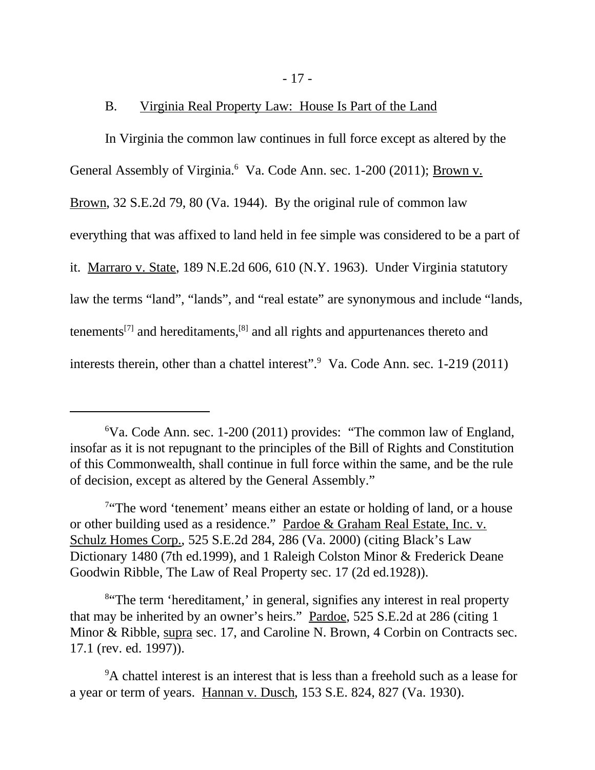B. Virginia Real Property Law: House Is Part of the Land

In Virginia the common law continues in full force except as altered by the General Assembly of Virginia.[6] Va. Code Ann. sec. 1-200 (2011); Brown v. Brown, 32 S.E.2d 79, 80 (Va. 1944). By the original rule of common law everything that was affixed to land held in fee simple was considered to be a part of it. Marraro v. State, 189 N.E.2d 606, 610 (N.Y. 1963). Under Virginia statutory law the terms "land", "lands", and "real estate" are synonymous and include "lands, tenements[7] and hereditaments,[8] and all rights and appurtenances thereto and interests therein, other than a chattel interest".[9] Va. Code Ann. sec. 1-219 (2011)

---

[6]Va. Code Ann. sec. 1-200 (2011) provides: "The common law of England, insofar as it is not repugnant to the principles of the Bill of Rights and Constitution of this Commonwealth, shall continue in full force within the same, and be the rule of decision, except as altered by the General Assembly."

[7]"The word 'tenement' means either an estate or holding of land, or a house or other building used as a residence." Pardoe & Graham Real Estate, Inc. v. Schulz Homes Corp., 525 S.E.2d 284, 286 (Va. 2000) (citing Black's Law Dictionary 1480 (7th ed.1999), and 1 Raleigh Colston Minor & Frederick Deane Goodwin Ribble, The Law of Real Property sec. 17 (2d ed.1928)).

[8]"The term 'hereditament,' in general, signifies any interest in real property that may be inherited by an owner's heirs." Pardoe, 525 S.E.2d at 286 (citing 1 Minor & Ribble, supra sec. 17, and Caroline N. Brown, 4 Corbin on Contracts sec. 17.1 (rev. ed. 1997)).

[9]A chattel interest is an interest that is less than a freehold such as a lease for a year or term of years. Hannan v. Dusch, 153 S.E. 824, 827 (Va. 1930).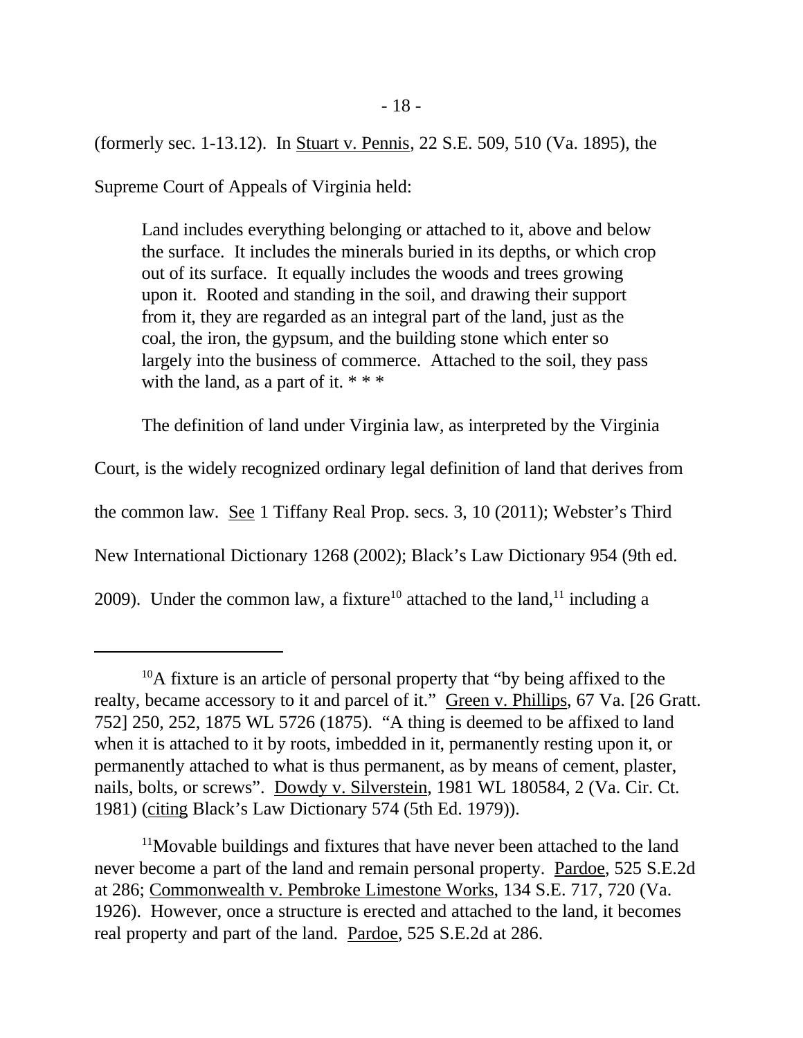(formerly sec. 1-13.12). In Stuart v. Pennis, 22 S.E. 509, 510 (Va. 1895), the Supreme Court of Appeals of Virginia held:

> Land includes everything belonging or attached to it, above and below the surface. It includes the minerals buried in its depths, or which crop out of its surface. It equally includes the woods and trees growing upon it. Rooted and standing in the soil, and drawing their support from it, they are regarded as an integral part of the land, just as the coal, the iron, the gypsum, and the building stone which enter so largely into the business of commerce. Attached to the soil, they pass with the land, as a part of it. * * *

The definition of land under Virginia law, as interpreted by the Virginia Court, is the widely recognized ordinary legal definition of land that derives from the common law. See 1 Tiffany Real Prop. secs. 3, 10 (2011); Webster's Third New International Dictionary 1268 (2002); Black's Law Dictionary 954 (9th ed. 2009). Under the common law, a fixture[10] attached to the land,[11] including a

---

[10] A fixture is an article of personal property that "by being affixed to the realty, became accessory to it and parcel of it." Green v. Phillips, 67 Va. [26 Gratt. 752] 250, 252, 1875 WL 5726 (1875). "A thing is deemed to be affixed to land when it is attached to it by roots, imbedded in it, permanently resting upon it, or permanently attached to what is thus permanent, as by means of cement, plaster, nails, bolts, or screws". Dowdy v. Silverstein, 1981 WL 180584, 2 (Va. Cir. Ct. 1981) (citing Black's Law Dictionary 574 (5th Ed. 1979)).

[11] Movable buildings and fixtures that have never been attached to the land never become a part of the land and remain personal property. Pardoe, 525 S.E.2d at 286; Commonwealth v. Pembroke Limestone Works, 134 S.E. 717, 720 (Va. 1926). However, once a structure is erected and attached to the land, it becomes real property and part of the land. Pardoe, 525 S.E.2d at 286.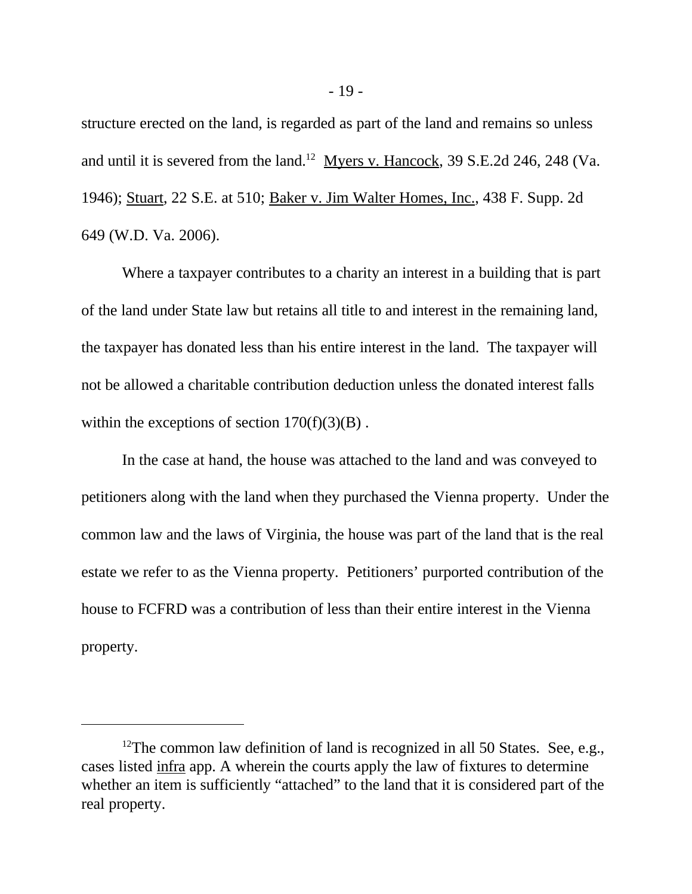structure erected on the land, is regarded as part of the land and remains so unless and until it is severed from the land.[12] Myers v. Hancock, 39 S.E.2d 246, 248 (Va. 1946); Stuart, 22 S.E. at 510; Baker v. Jim Walter Homes, Inc., 438 F. Supp. 2d 649 (W.D. Va. 2006).

Where a taxpayer contributes to a charity an interest in a building that is part of the land under State law but retains all title to and interest in the remaining land, the taxpayer has donated less than his entire interest in the land. The taxpayer will not be allowed a charitable contribution deduction unless the donated interest falls within the exceptions of section 170(f)(3)(B) .

In the case at hand, the house was attached to the land and was conveyed to petitioners along with the land when they purchased the Vienna property. Under the common law and the laws of Virginia, the house was part of the land that is the real estate we refer to as the Vienna property. Petitioners' purported contribution of the house to FCFRD was a contribution of less than their entire interest in the Vienna property.

---

[12] The common law definition of land is recognized in all 50 States. See, e.g., cases listed infra app. A wherein the courts apply the law of fixtures to determine whether an item is sufficiently "attached" to the land that it is considered part of the real property.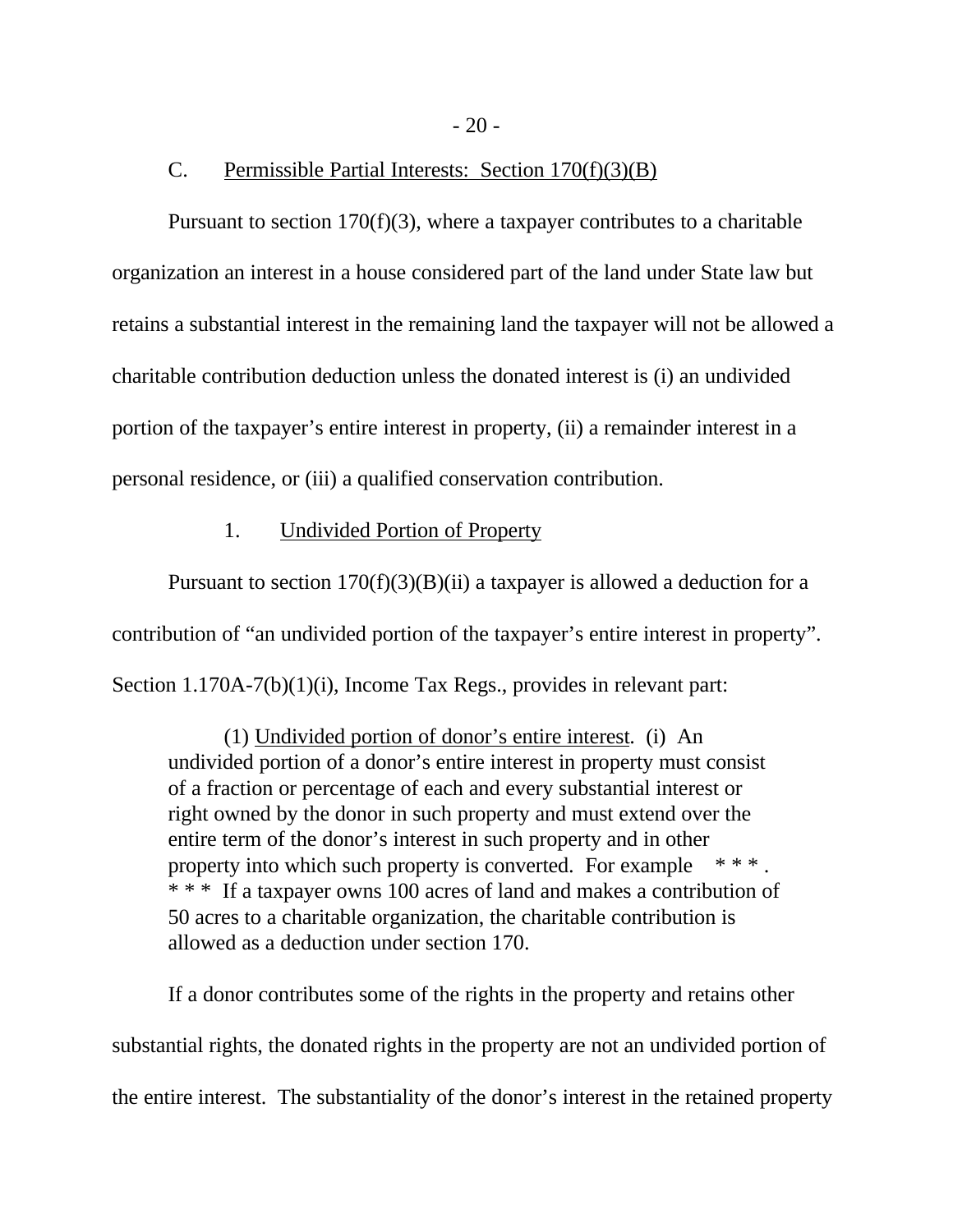### C. <u>Permissible Partial Interests: Section 170(f)(3)(B)</u>

Pursuant to section 170(f)(3), where a taxpayer contributes to a charitable organization an interest in a house considered part of the land under State law but retains a substantial interest in the remaining land the taxpayer will not be allowed a charitable contribution deduction unless the donated interest is (i) an undivided portion of the taxpayer's entire interest in property, (ii) a remainder interest in a personal residence, or (iii) a qualified conservation contribution.

#### 1. <u>Undivided Portion of Property</u>

Pursuant to section 170(f)(3)(B)(ii) a taxpayer is allowed a deduction for a contribution of "an undivided portion of the taxpayer's entire interest in property". Section 1.170A-7(b)(1)(i), Income Tax Regs., provides in relevant part:

> (1) <u>Undivided portion of donor's entire interest</u>. (i) An undivided portion of a donor's entire interest in property must consist of a fraction or percentage of each and every substantial interest or right owned by the donor in such property and must extend over the entire term of the donor's interest in such property and in other property into which such property is converted. For example * * * . * * * If a taxpayer owns 100 acres of land and makes a contribution of 50 acres to a charitable organization, the charitable contribution is allowed as a deduction under section 170.

If a donor contributes some of the rights in the property and retains other substantial rights, the donated rights in the property are not an undivided portion of the entire interest. The substantiality of the donor's interest in the retained property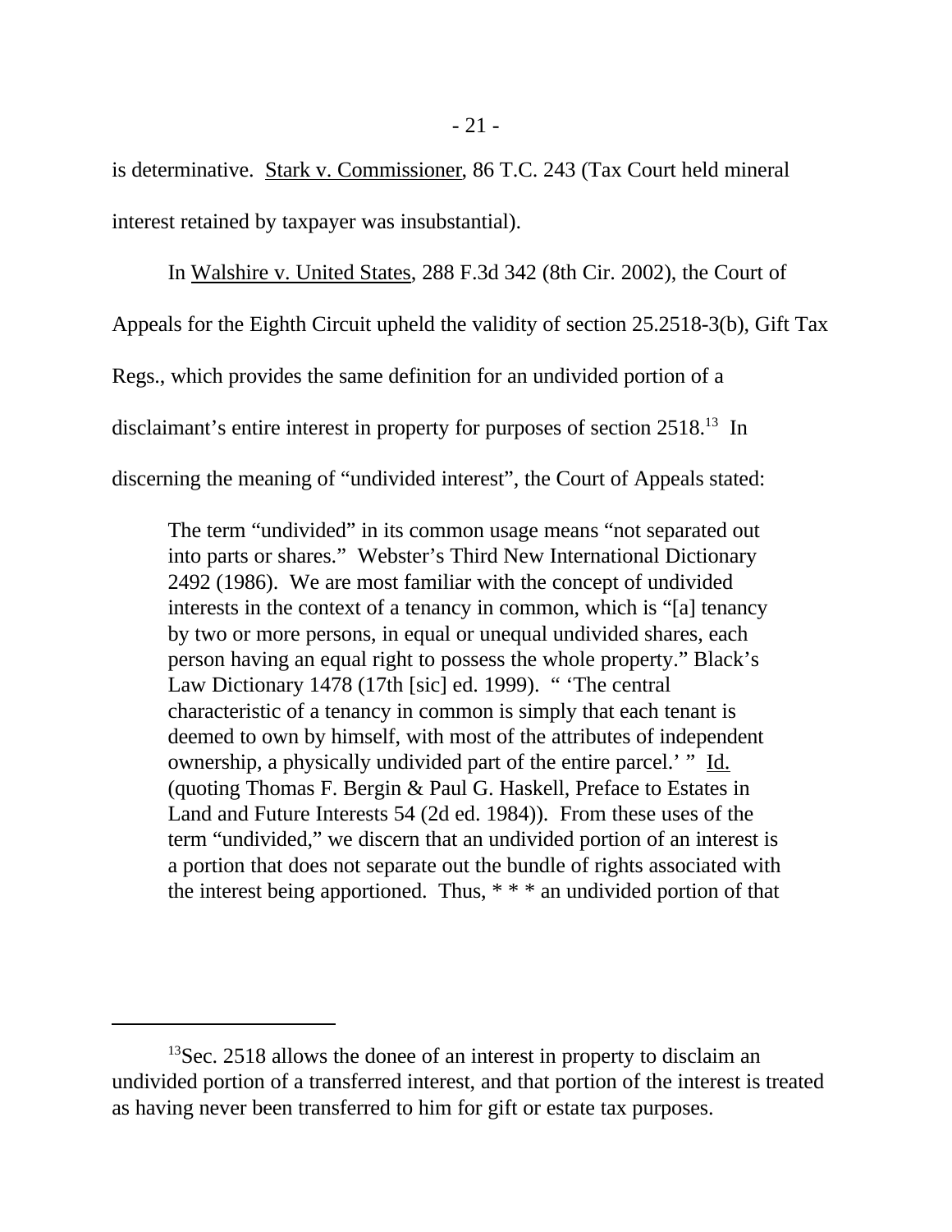is determinative. Stark v. Commissioner, 86 T.C. 243 (Tax Court held mineral interest retained by taxpayer was insubstantial).

In Walshire v. United States, 288 F.3d 342 (8th Cir. 2002), the Court of Appeals for the Eighth Circuit upheld the validity of section 25.2518-3(b), Gift Tax Regs., which provides the same definition for an undivided portion of a disclaimant's entire interest in property for purposes of section 2518.[13] In discerning the meaning of "undivided interest", the Court of Appeals stated:

> The term "undivided" in its common usage means "not separated out into parts or shares." Webster's Third New International Dictionary 2492 (1986). We are most familiar with the concept of undivided interests in the context of a tenancy in common, which is "[a] tenancy by two or more persons, in equal or unequal undivided shares, each person having an equal right to possess the whole property." Black's Law Dictionary 1478 (17th [sic] ed. 1999). " 'The central characteristic of a tenancy in common is simply that each tenant is deemed to own by himself, with most of the attributes of independent ownership, a physically undivided part of the entire parcel.' " Id. (quoting Thomas F. Bergin & Paul G. Haskell, Preface to Estates in Land and Future Interests 54 (2d ed. 1984)). From these uses of the term "undivided," we discern that an undivided portion of an interest is a portion that does not separate out the bundle of rights associated with the interest being apportioned. Thus, * * * an undivided portion of that

---

[13] Sec. 2518 allows the donee of an interest in property to disclaim an undivided portion of a transferred interest, and that portion of the interest is treated as having never been transferred to him for gift or estate tax purposes.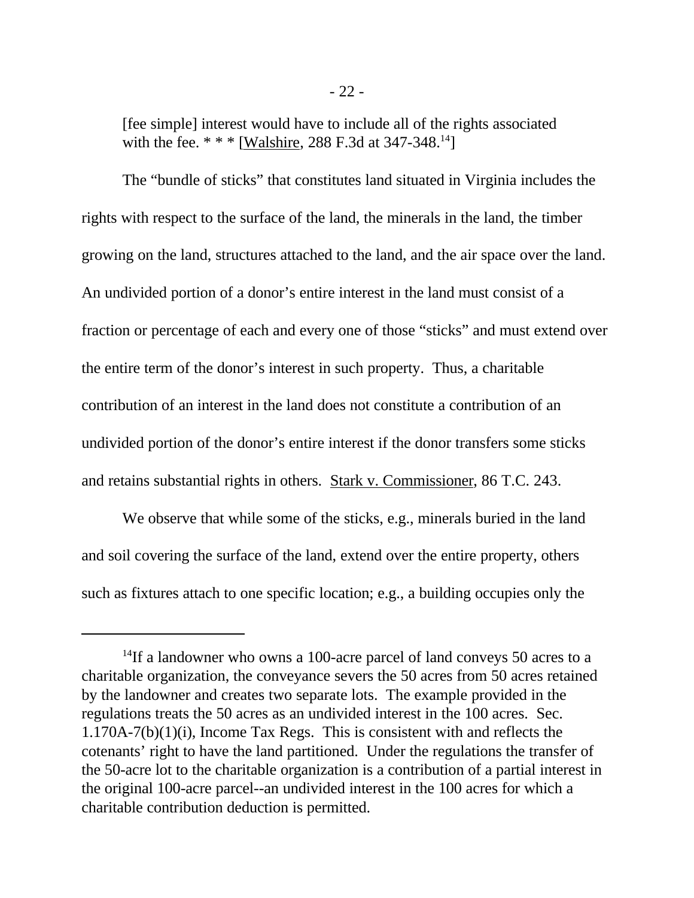[fee simple] interest would have to include all of the rights associated with the fee. * * * [Walshire, 288 F.3d at 347-348.[14]]

The "bundle of sticks" that constitutes land situated in Virginia includes the rights with respect to the surface of the land, the minerals in the land, the timber growing on the land, structures attached to the land, and the air space over the land. An undivided portion of a donor's entire interest in the land must consist of a fraction or percentage of each and every one of those "sticks" and must extend over the entire term of the donor's interest in such property. Thus, a charitable contribution of an interest in the land does not constitute a contribution of an undivided portion of the donor's entire interest if the donor transfers some sticks and retains substantial rights in others. Stark v. Commissioner, 86 T.C. 243.

We observe that while some of the sticks, e.g., minerals buried in the land and soil covering the surface of the land, extend over the entire property, others such as fixtures attach to one specific location; e.g., a building occupies only the

---

[14]If a landowner who owns a 100-acre parcel of land conveys 50 acres to a charitable organization, the conveyance severs the 50 acres from 50 acres retained by the landowner and creates two separate lots. The example provided in the regulations treats the 50 acres as an undivided interest in the 100 acres. Sec. 1.170A-7(b)(1)(i), Income Tax Regs. This is consistent with and reflects the cotenants' right to have the land partitioned. Under the regulations the transfer of the 50-acre lot to the charitable organization is a contribution of a partial interest in the original 100-acre parcel--an undivided interest in the 100 acres for which a charitable contribution deduction is permitted.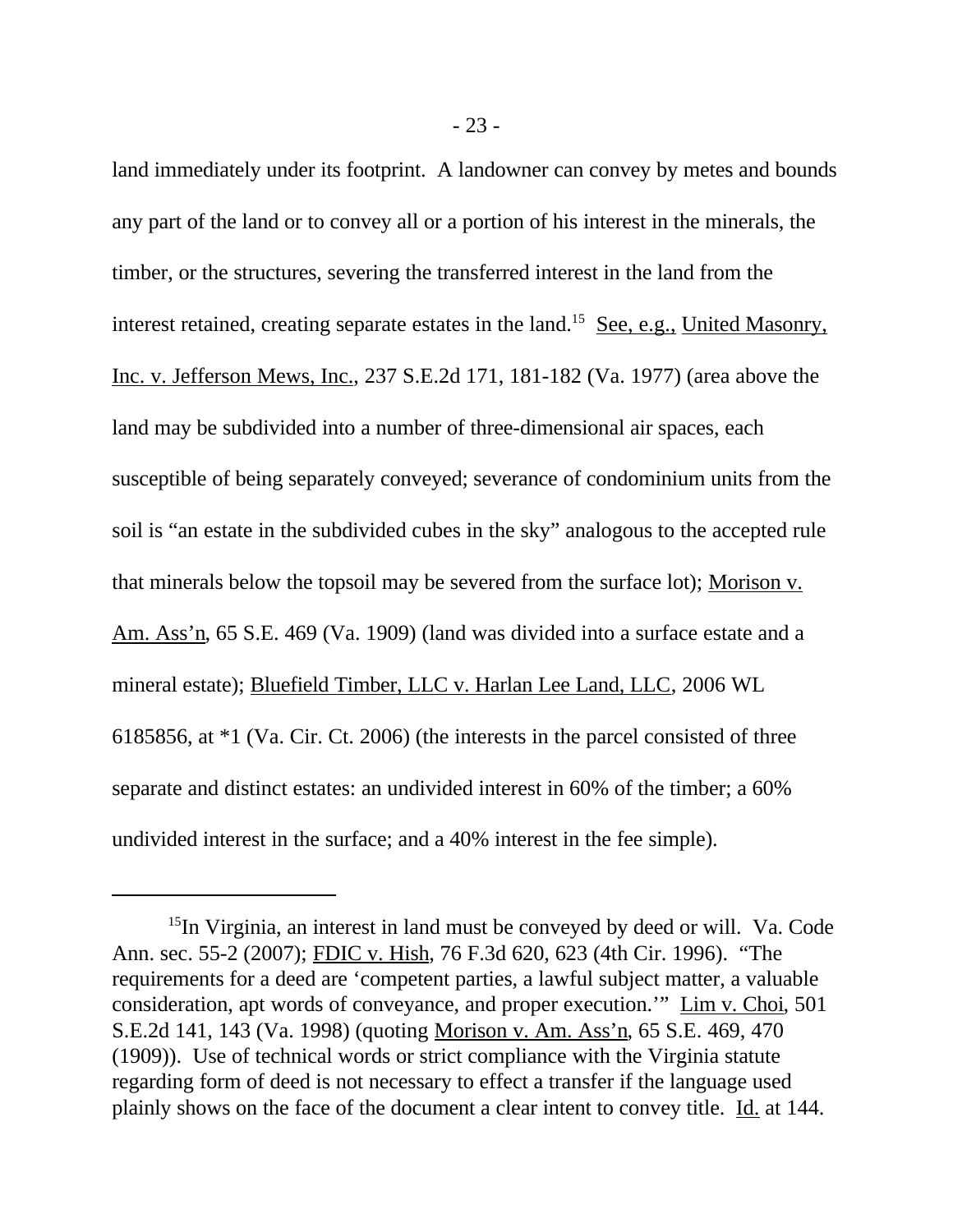land immediately under its footprint. A landowner can convey by metes and bounds any part of the land or to convey all or a portion of his interest in the minerals, the timber, or the structures, severing the transferred interest in the land from the interest retained, creating separate estates in the land.[15] See, e.g., United Masonry, Inc. v. Jefferson Mews, Inc., 237 S.E.2d 171, 181-182 (Va. 1977) (area above the land may be subdivided into a number of three-dimensional air spaces, each susceptible of being separately conveyed; severance of condominium units from the soil is "an estate in the subdivided cubes in the sky" analogous to the accepted rule that minerals below the topsoil may be severed from the surface lot); Morison v. Am. Ass'n, 65 S.E. 469 (Va. 1909) (land was divided into a surface estate and a mineral estate); Bluefield Timber, LLC v. Harlan Lee Land, LLC, 2006 WL 6185856, at *1 (Va. Cir. Ct. 2006) (the interests in the parcel consisted of three separate and distinct estates: an undivided interest in 60% of the timber; a 60% undivided interest in the surface; and a 40% interest in the fee simple).

---

[15]In Virginia, an interest in land must be conveyed by deed or will. Va. Code Ann. sec. 55-2 (2007); FDIC v. Hish, 76 F.3d 620, 623 (4th Cir. 1996). "The requirements for a deed are 'competent parties, a lawful subject matter, a valuable consideration, apt words of conveyance, and proper execution.'" Lim v. Choi, 501 S.E.2d 141, 143 (Va. 1998) (quoting Morison v. Am. Ass'n, 65 S.E. 469, 470 (1909)). Use of technical words or strict compliance with the Virginia statute regarding form of deed is not necessary to effect a transfer if the language used plainly shows on the face of the document a clear intent to convey title. Id. at 144.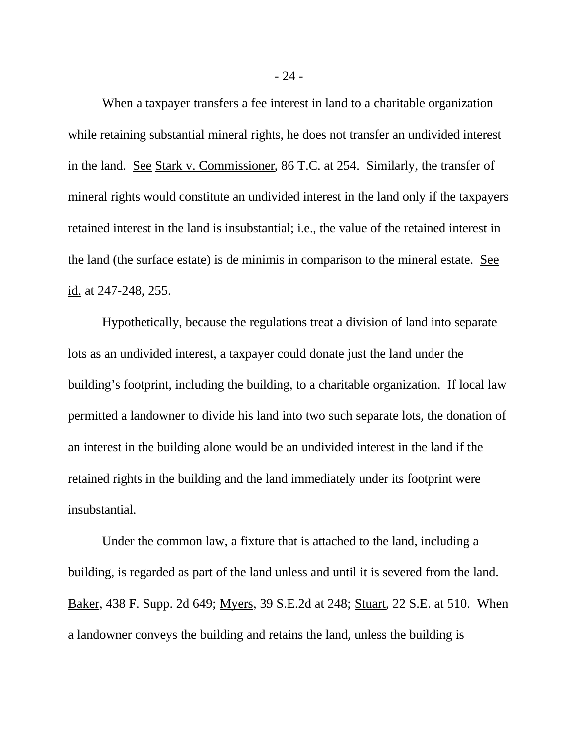When a taxpayer transfers a fee interest in land to a charitable organization while retaining substantial mineral rights, he does not transfer an undivided interest in the land. See Stark v. Commissioner, 86 T.C. at 254. Similarly, the transfer of mineral rights would constitute an undivided interest in the land only if the taxpayers retained interest in the land is insubstantial; i.e., the value of the retained interest in the land (the surface estate) is de minimis in comparison to the mineral estate. See id. at 247-248, 255.

Hypothetically, because the regulations treat a division of land into separate lots as an undivided interest, a taxpayer could donate just the land under the building's footprint, including the building, to a charitable organization. If local law permitted a landowner to divide his land into two such separate lots, the donation of an interest in the building alone would be an undivided interest in the land if the retained rights in the building and the land immediately under its footprint were insubstantial.

Under the common law, a fixture that is attached to the land, including a building, is regarded as part of the land unless and until it is severed from the land. Baker, 438 F. Supp. 2d 649; Myers, 39 S.E.2d at 248; Stuart, 22 S.E. at 510. When a landowner conveys the building and retains the land, unless the building is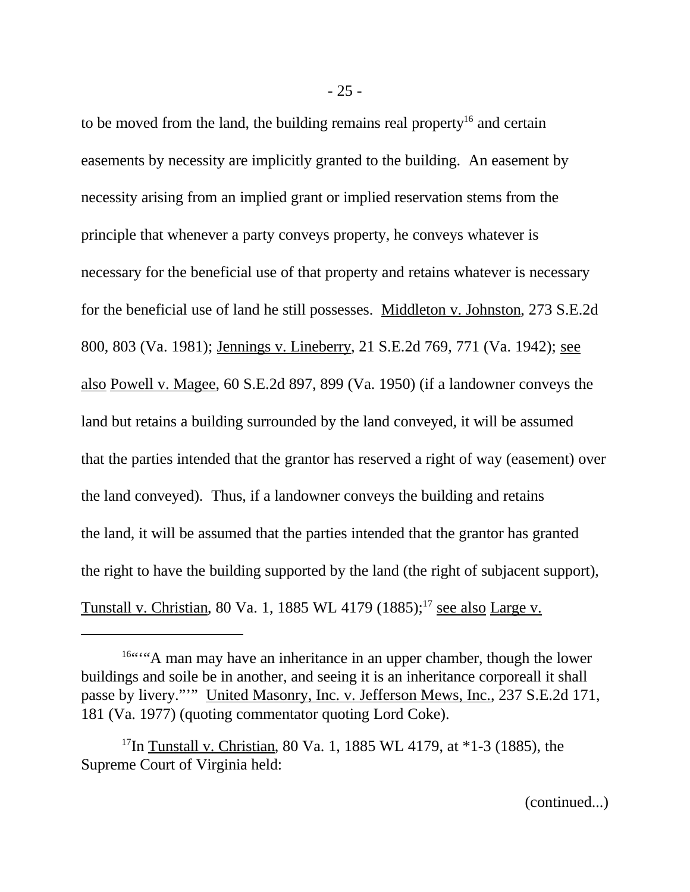to be moved from the land, the building remains real property[16] and certain easements by necessity are implicitly granted to the building. An easement by necessity arising from an implied grant or implied reservation stems from the principle that whenever a party conveys property, he conveys whatever is necessary for the beneficial use of that property and retains whatever is necessary for the beneficial use of land he still possesses. Middleton v. Johnston, 273 S.E.2d 800, 803 (Va. 1981); Jennings v. Lineberry, 21 S.E.2d 769, 771 (Va. 1942); see also Powell v. Magee, 60 S.E.2d 897, 899 (Va. 1950) (if a landowner conveys the land but retains a building surrounded by the land conveyed, it will be assumed that the parties intended that the grantor has reserved a right of way (easement) over the land conveyed). Thus, if a landowner conveys the building and retains the land, it will be assumed that the parties intended that the grantor has granted the right to have the building supported by the land (the right of subjacent support), Tunstall v. Christian, 80 Va. 1, 1885 WL 4179 (1885);[17] see also Large v.

---

[16]"'"A man may have an inheritance in an upper chamber, though the lower buildings and soile be in another, and seeing it is an inheritance corporeall it shall passe by livery."'" United Masonry, Inc. v. Jefferson Mews, Inc., 237 S.E.2d 171, 181 (Va. 1977) (quoting commentator quoting Lord Coke).

[17]In Tunstall v. Christian, 80 Va. 1, 1885 WL 4179, at *1-3 (1885), the Supreme Court of Virginia held:

(continued...)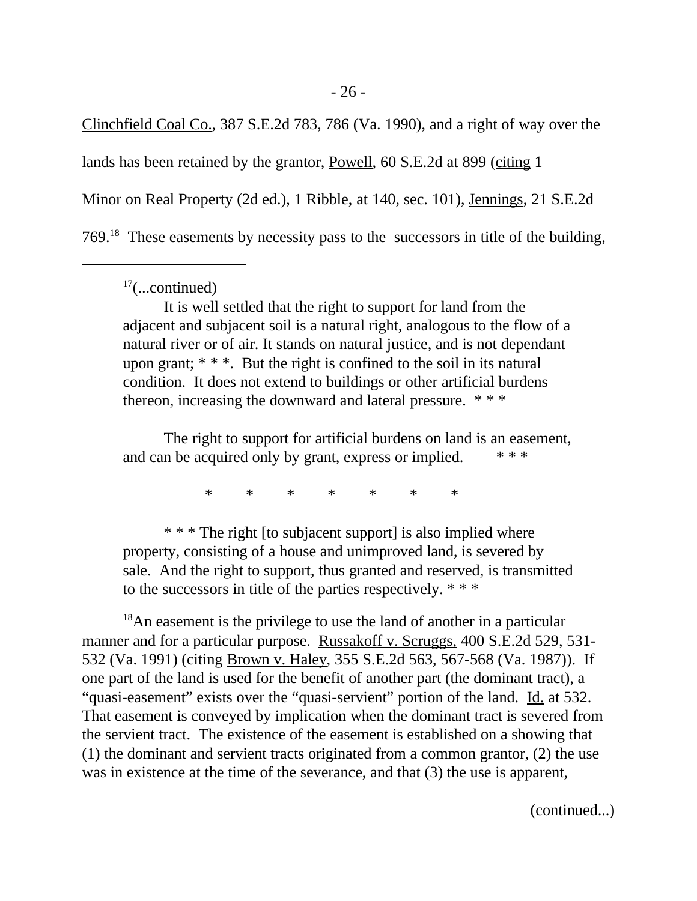Clinchfield Coal Co., 387 S.E.2d 783, 786 (Va. 1990), and a right of way over the lands has been retained by the grantor, Powell, 60 S.E.2d at 899 (citing 1 Minor on Real Property (2d ed.), 1 Ribble, at 140, sec. 101), Jennings, 21 S.E.2d 769.[18] These easements by necessity pass to the successors in title of the building,

---

[17](...continued)

> It is well settled that the right to support for land from the adjacent and subjacent soil is a natural right, analogous to the flow of a natural river or of air. It stands on natural justice, and is not dependant upon grant; * * *. But the right is confined to the soil in its natural condition. It does not extend to buildings or other artificial burdens thereon, increasing the downward and lateral pressure. * * *
>
> The right to support for artificial burdens on land is an easement, and can be acquired only by grant, express or implied. * * *
>
> \* \* \* \* \* \* \*
>
> \* \* \* The right [to subjacent support] is also implied where property, consisting of a house and unimproved land, is severed by sale. And the right to support, thus granted and reserved, is transmitted to the successors in title of the parties respectively. * * *

[18]An easement is the privilege to use the land of another in a particular manner and for a particular purpose. Russakoff v. Scruggs, 400 S.E.2d 529, 531-532 (Va. 1991) (citing Brown v. Haley, 355 S.E.2d 563, 567-568 (Va. 1987)). If one part of the land is used for the benefit of another part (the dominant tract), a "quasi-easement" exists over the "quasi-servient" portion of the land. Id. at 532. That easement is conveyed by implication when the dominant tract is severed from the servient tract. The existence of the easement is established on a showing that (1) the dominant and servient tracts originated from a common grantor, (2) the use was in existence at the time of the severance, and that (3) the use is apparent,

(continued...)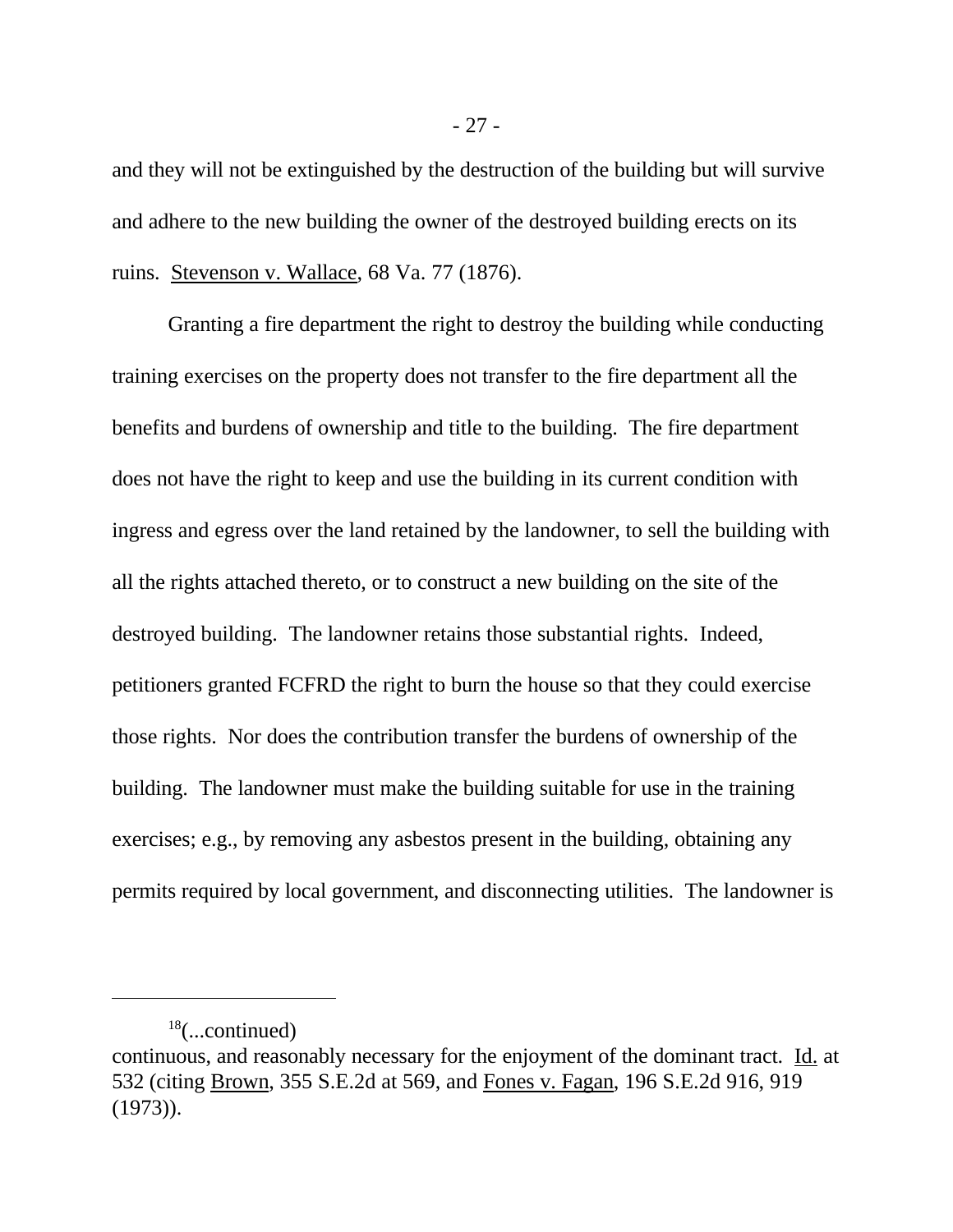and they will not be extinguished by the destruction of the building but will survive and adhere to the new building the owner of the destroyed building erects on its ruins. Stevenson v. Wallace, 68 Va. 77 (1876).

Granting a fire department the right to destroy the building while conducting training exercises on the property does not transfer to the fire department all the benefits and burdens of ownership and title to the building. The fire department does not have the right to keep and use the building in its current condition with ingress and egress over the land retained by the landowner, to sell the building with all the rights attached thereto, or to construct a new building on the site of the destroyed building. The landowner retains those substantial rights. Indeed, petitioners granted FCFRD the right to burn the house so that they could exercise those rights. Nor does the contribution transfer the burdens of ownership of the building. The landowner must make the building suitable for use in the training exercises; e.g., by removing any asbestos present in the building, obtaining any permits required by local government, and disconnecting utilities. The landowner is

---

[18](...continued)
continuous, and reasonably necessary for the enjoyment of the dominant tract. Id. at 532 (citing Brown, 355 S.E.2d at 569, and Fones v. Fagan, 196 S.E.2d 916, 919 (1973)).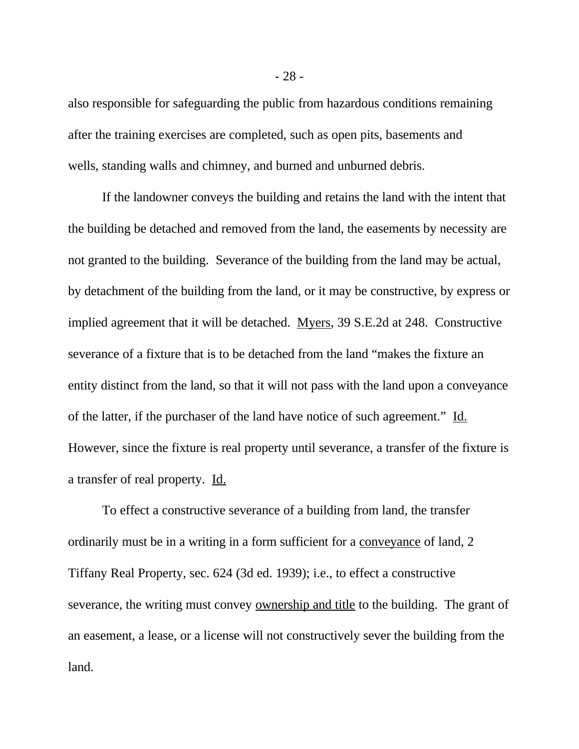also responsible for safeguarding the public from hazardous conditions remaining after the training exercises are completed, such as open pits, basements and wells, standing walls and chimney, and burned and unburned debris.

If the landowner conveys the building and retains the land with the intent that the building be detached and removed from the land, the easements by necessity are not granted to the building. Severance of the building from the land may be actual, by detachment of the building from the land, or it may be constructive, by express or implied agreement that it will be detached. Myers, 39 S.E.2d at 248. Constructive severance of a fixture that is to be detached from the land "makes the fixture an entity distinct from the land, so that it will not pass with the land upon a conveyance of the latter, if the purchaser of the land have notice of such agreement." Id. However, since the fixture is real property until severance, a transfer of the fixture is a transfer of real property. Id.

To effect a constructive severance of a building from land, the transfer ordinarily must be in a writing in a form sufficient for a conveyance of land, 2 Tiffany Real Property, sec. 624 (3d ed. 1939); i.e., to effect a constructive severance, the writing must convey ownership and title to the building. The grant of an easement, a lease, or a license will not constructively sever the building from the land.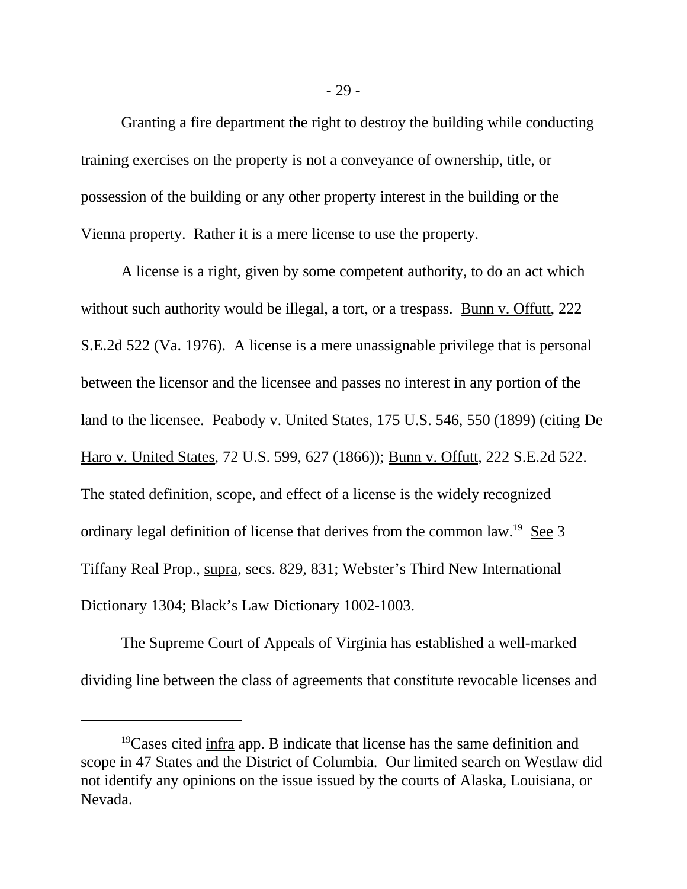Granting a fire department the right to destroy the building while conducting training exercises on the property is not a conveyance of ownership, title, or possession of the building or any other property interest in the building or the Vienna property. Rather it is a mere license to use the property.

A license is a right, given by some competent authority, to do an act which without such authority would be illegal, a tort, or a trespass. Bunn v. Offutt, 222 S.E.2d 522 (Va. 1976). A license is a mere unassignable privilege that is personal between the licensor and the licensee and passes no interest in any portion of the land to the licensee. Peabody v. United States, 175 U.S. 546, 550 (1899) (citing De Haro v. United States, 72 U.S. 599, 627 (1866)); Bunn v. Offutt, 222 S.E.2d 522. The stated definition, scope, and effect of a license is the widely recognized ordinary legal definition of license that derives from the common law.[19] See 3 Tiffany Real Prop., supra, secs. 829, 831; Webster's Third New International Dictionary 1304; Black's Law Dictionary 1002-1003.

The Supreme Court of Appeals of Virginia has established a well-marked dividing line between the class of agreements that constitute revocable licenses and

---

[19] Cases cited infra app. B indicate that license has the same definition and scope in 47 States and the District of Columbia. Our limited search on Westlaw did not identify any opinions on the issue issued by the courts of Alaska, Louisiana, or Nevada.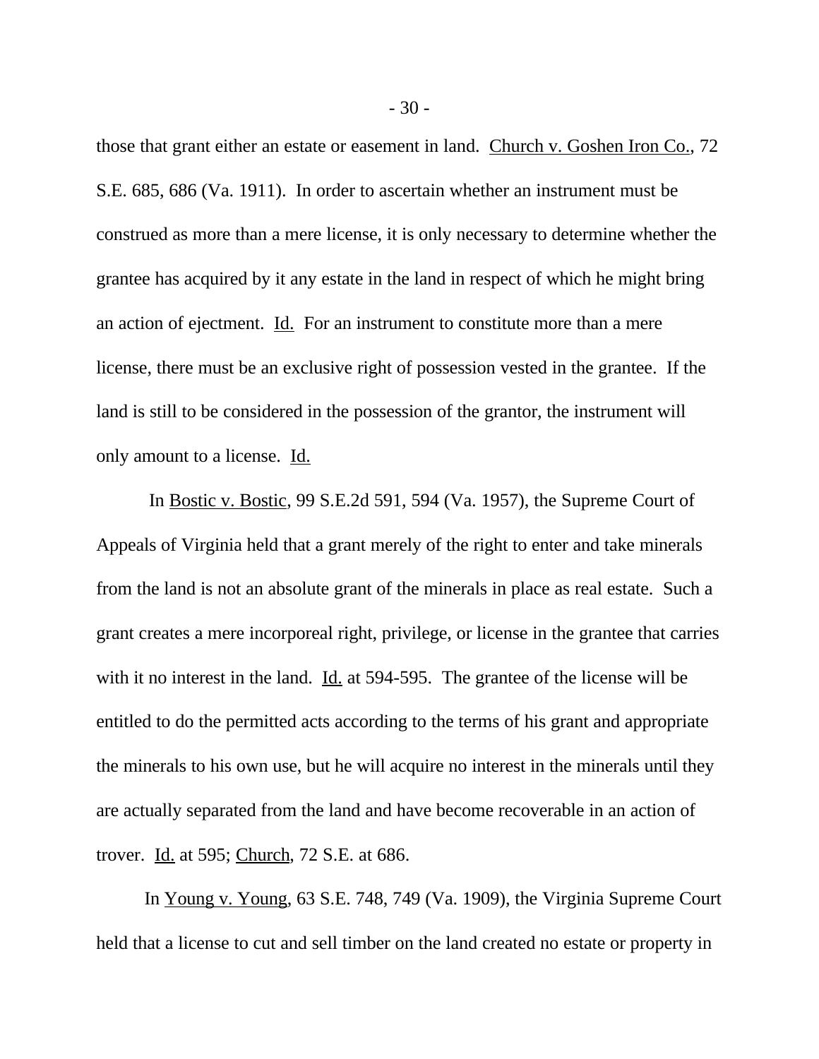those that grant either an estate or easement in land. Church v. Goshen Iron Co., 72 S.E. 685, 686 (Va. 1911). In order to ascertain whether an instrument must be construed as more than a mere license, it is only necessary to determine whether the grantee has acquired by it any estate in the land in respect of which he might bring an action of ejectment. Id. For an instrument to constitute more than a mere license, there must be an exclusive right of possession vested in the grantee. If the land is still to be considered in the possession of the grantor, the instrument will only amount to a license. Id.

In Bostic v. Bostic, 99 S.E.2d 591, 594 (Va. 1957), the Supreme Court of Appeals of Virginia held that a grant merely of the right to enter and take minerals from the land is not an absolute grant of the minerals in place as real estate. Such a grant creates a mere incorporeal right, privilege, or license in the grantee that carries with it no interest in the land. Id. at 594-595. The grantee of the license will be entitled to do the permitted acts according to the terms of his grant and appropriate the minerals to his own use, but he will acquire no interest in the minerals until they are actually separated from the land and have become recoverable in an action of trover. Id. at 595; Church, 72 S.E. at 686.

In Young v. Young, 63 S.E. 748, 749 (Va. 1909), the Virginia Supreme Court held that a license to cut and sell timber on the land created no estate or property in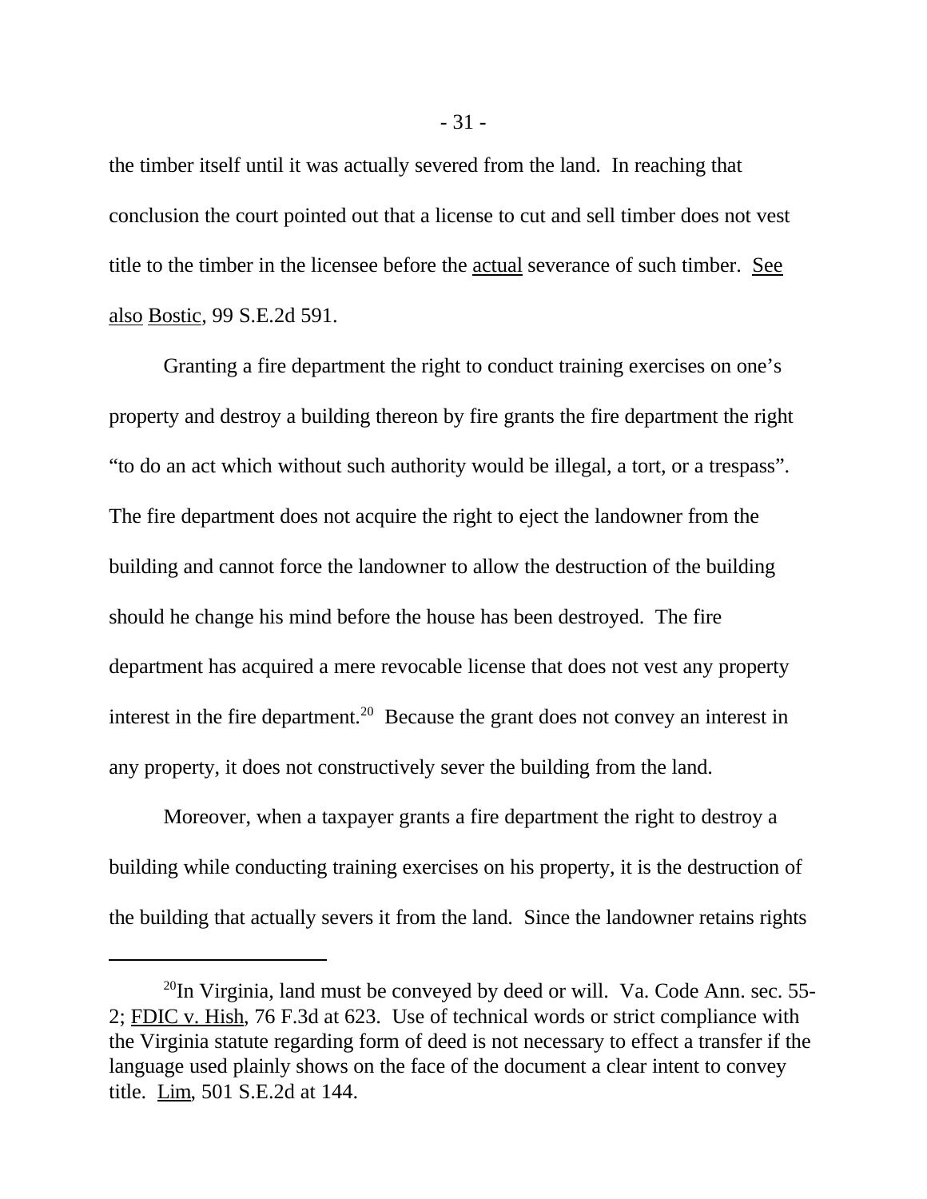the timber itself until it was actually severed from the land. In reaching that conclusion the court pointed out that a license to cut and sell timber does not vest title to the timber in the licensee before the actual severance of such timber. See also Bostic, 99 S.E.2d 591.

Granting a fire department the right to conduct training exercises on one's property and destroy a building thereon by fire grants the fire department the right "to do an act which without such authority would be illegal, a tort, or a trespass". The fire department does not acquire the right to eject the landowner from the building and cannot force the landowner to allow the destruction of the building should he change his mind before the house has been destroyed. The fire department has acquired a mere revocable license that does not vest any property interest in the fire department.[20] Because the grant does not convey an interest in any property, it does not constructively sever the building from the land.

Moreover, when a taxpayer grants a fire department the right to destroy a building while conducting training exercises on his property, it is the destruction of the building that actually severs it from the land. Since the landowner retains rights

---

[20] In Virginia, land must be conveyed by deed or will. Va. Code Ann. sec. 55-2; FDIC v. Hish, 76 F.3d at 623. Use of technical words or strict compliance with the Virginia statute regarding form of deed is not necessary to effect a transfer if the language used plainly shows on the face of the document a clear intent to convey title. Lim, 501 S.E.2d at 144.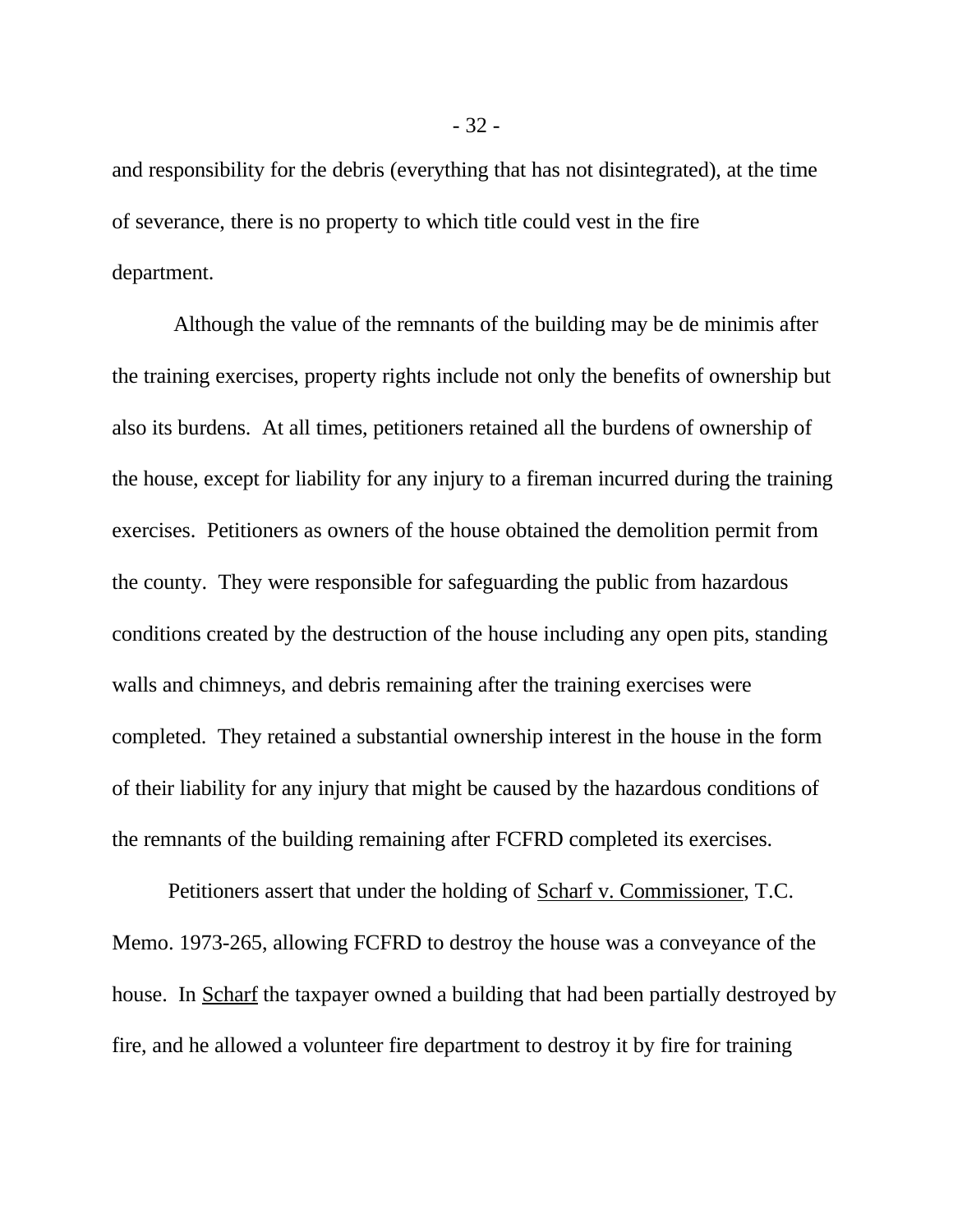and responsibility for the debris (everything that has not disintegrated), at the time of severance, there is no property to which title could vest in the fire department.

Although the value of the remnants of the building may be de minimis after the training exercises, property rights include not only the benefits of ownership but also its burdens. At all times, petitioners retained all the burdens of ownership of the house, except for liability for any injury to a fireman incurred during the training exercises. Petitioners as owners of the house obtained the demolition permit from the county. They were responsible for safeguarding the public from hazardous conditions created by the destruction of the house including any open pits, standing walls and chimneys, and debris remaining after the training exercises were completed. They retained a substantial ownership interest in the house in the form of their liability for any injury that might be caused by the hazardous conditions of the remnants of the building remaining after FCFRD completed its exercises.

Petitioners assert that under the holding of Scharf v. Commissioner, T.C. Memo. 1973-265, allowing FCFRD to destroy the house was a conveyance of the house. In Scharf the taxpayer owned a building that had been partially destroyed by fire, and he allowed a volunteer fire department to destroy it by fire for training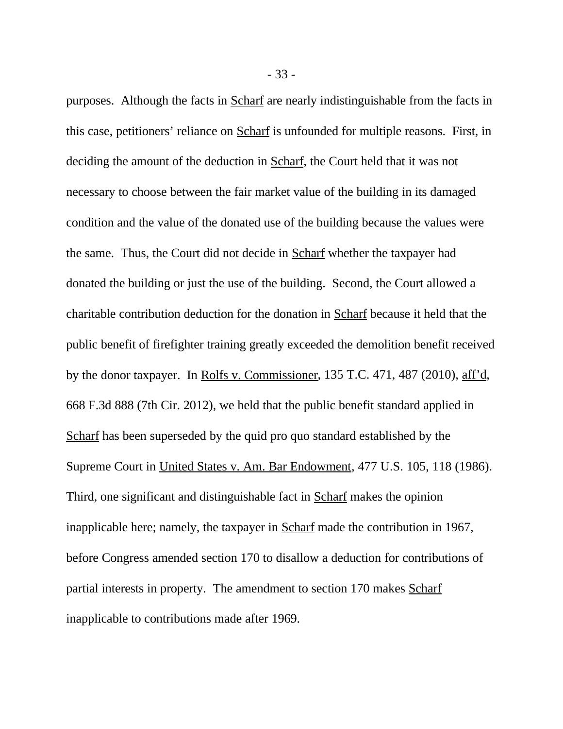purposes. Although the facts in Scharf are nearly indistinguishable from the facts in this case, petitioners' reliance on Scharf is unfounded for multiple reasons. First, in deciding the amount of the deduction in Scharf, the Court held that it was not necessary to choose between the fair market value of the building in its damaged condition and the value of the donated use of the building because the values were the same. Thus, the Court did not decide in Scharf whether the taxpayer had donated the building or just the use of the building. Second, the Court allowed a charitable contribution deduction for the donation in Scharf because it held that the public benefit of firefighter training greatly exceeded the demolition benefit received by the donor taxpayer. In Rolfs v. Commissioner, 135 T.C. 471, 487 (2010), aff'd, 668 F.3d 888 (7th Cir. 2012), we held that the public benefit standard applied in Scharf has been superseded by the quid pro quo standard established by the Supreme Court in United States v. Am. Bar Endowment, 477 U.S. 105, 118 (1986). Third, one significant and distinguishable fact in Scharf makes the opinion inapplicable here; namely, the taxpayer in Scharf made the contribution in 1967, before Congress amended section 170 to disallow a deduction for contributions of partial interests in property. The amendment to section 170 makes Scharf inapplicable to contributions made after 1969.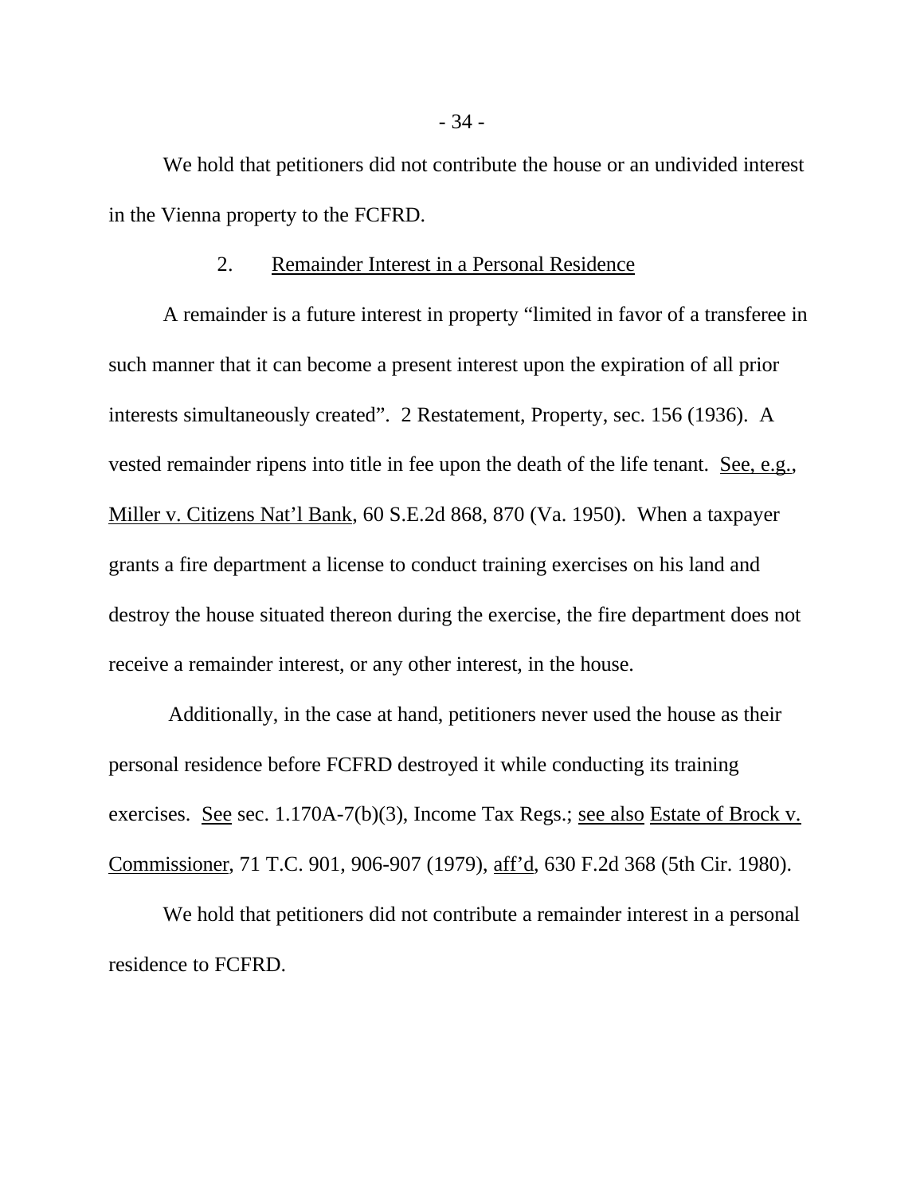We hold that petitioners did not contribute the house or an undivided interest in the Vienna property to the FCFRD.

### 2. Remainder Interest in a Personal Residence

A remainder is a future interest in property "limited in favor of a transferee in such manner that it can become a present interest upon the expiration of all prior interests simultaneously created". 2 Restatement, Property, sec. 156 (1936). A vested remainder ripens into title in fee upon the death of the life tenant. See, e.g., Miller v. Citizens Nat'l Bank, 60 S.E.2d 868, 870 (Va. 1950). When a taxpayer grants a fire department a license to conduct training exercises on his land and destroy the house situated thereon during the exercise, the fire department does not receive a remainder interest, or any other interest, in the house.

Additionally, in the case at hand, petitioners never used the house as their personal residence before FCFRD destroyed it while conducting its training exercises. See sec. 1.170A-7(b)(3), Income Tax Regs.; see also Estate of Brock v. Commissioner, 71 T.C. 901, 906-907 (1979), aff'd, 630 F.2d 368 (5th Cir. 1980).

We hold that petitioners did not contribute a remainder interest in a personal residence to FCFRD.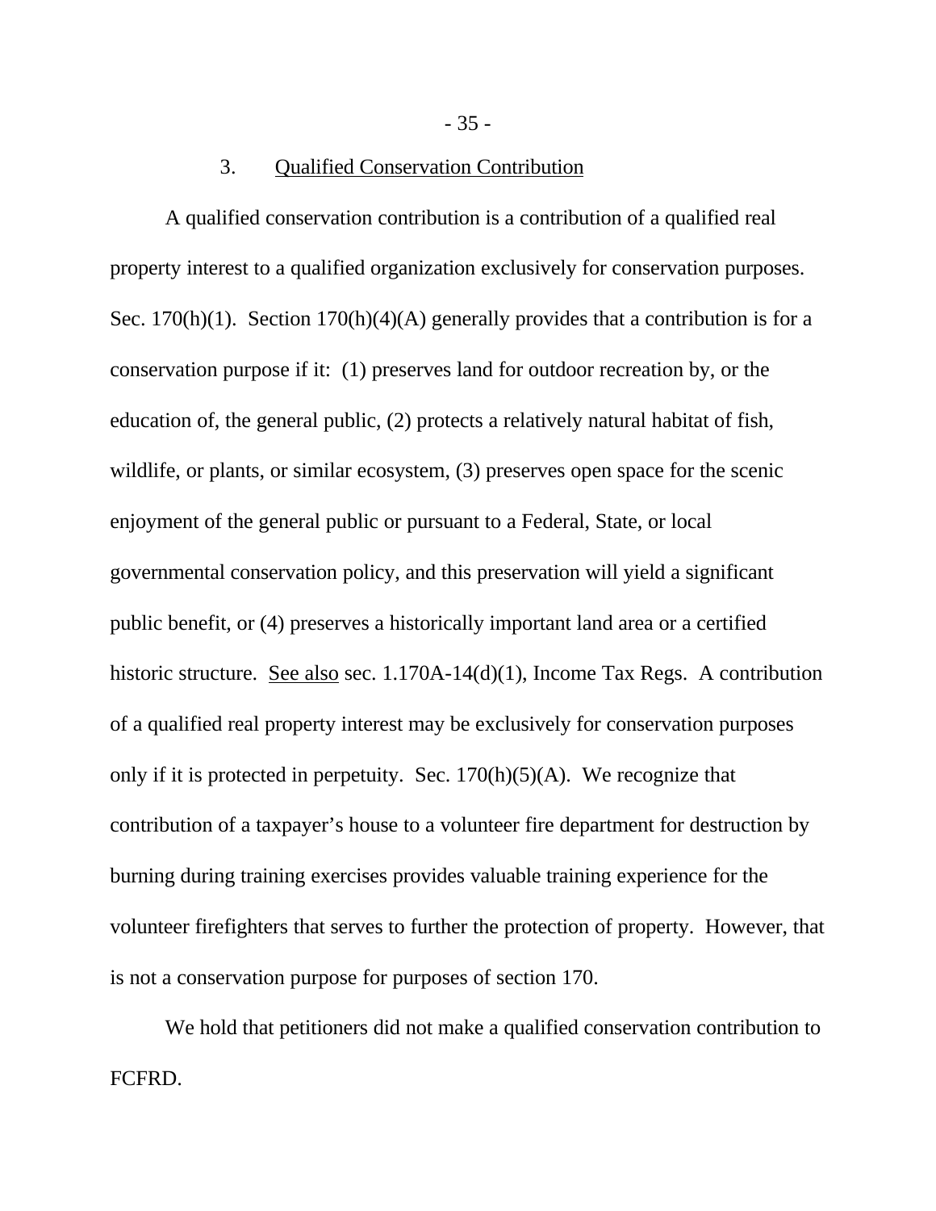### 3. Qualified Conservation Contribution

A qualified conservation contribution is a contribution of a qualified real property interest to a qualified organization exclusively for conservation purposes. Sec. 170(h)(1). Section 170(h)(4)(A) generally provides that a contribution is for a conservation purpose if it: (1) preserves land for outdoor recreation by, or the education of, the general public, (2) protects a relatively natural habitat of fish, wildlife, or plants, or similar ecosystem, (3) preserves open space for the scenic enjoyment of the general public or pursuant to a Federal, State, or local governmental conservation policy, and this preservation will yield a significant public benefit, or (4) preserves a historically important land area or a certified historic structure. See also sec. 1.170A-14(d)(1), Income Tax Regs. A contribution of a qualified real property interest may be exclusively for conservation purposes only if it is protected in perpetuity. Sec. 170(h)(5)(A). We recognize that contribution of a taxpayer's house to a volunteer fire department for destruction by burning during training exercises provides valuable training experience for the volunteer firefighters that serves to further the protection of property. However, that is not a conservation purpose for purposes of section 170.

We hold that petitioners did not make a qualified conservation contribution to FCFRD.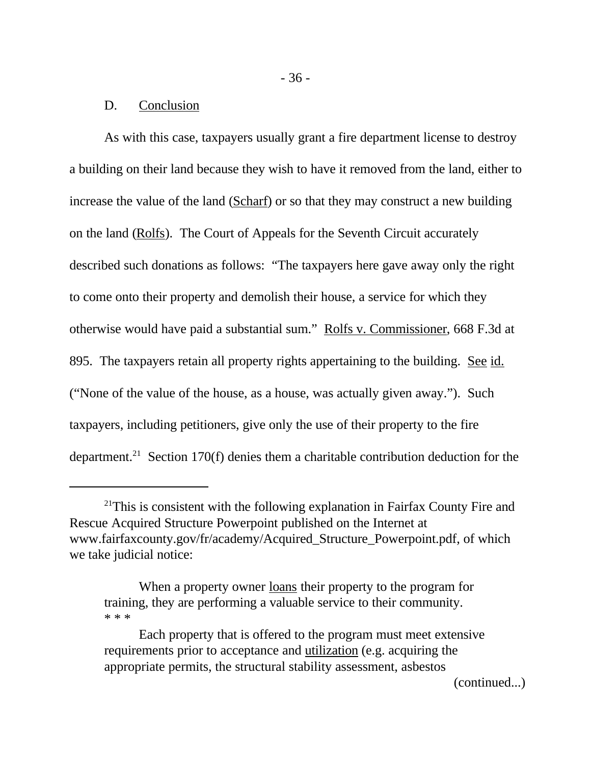D. Conclusion

As with this case, taxpayers usually grant a fire department license to destroy a building on their land because they wish to have it removed from the land, either to increase the value of the land (Scharf) or so that they may construct a new building on the land (Rolfs). The Court of Appeals for the Seventh Circuit accurately described such donations as follows: “The taxpayers here gave away only the right to come onto their property and demolish their house, a service for which they otherwise would have paid a substantial sum.” Rolfs v. Commissioner, 668 F.3d at 895. The taxpayers retain all property rights appertaining to the building. See id. (“None of the value of the house, as a house, was actually given away.”). Such taxpayers, including petitioners, give only the use of their property to the fire department.[21] Section 170(f) denies them a charitable contribution deduction for the

---

[21]This is consistent with the following explanation in Fairfax County Fire and Rescue Acquired Structure Powerpoint published on the Internet at www.fairfaxcounty.gov/fr/academy/Acquired_Structure_Powerpoint.pdf, of which we take judicial notice:

> When a property owner loans their property to the program for training, they are performing a valuable service to their community.
> * * *
>
> Each property that is offered to the program must meet extensive requirements prior to acceptance and utilization (e.g. acquiring the appropriate permits, the structural stability assessment, asbestos

(continued...)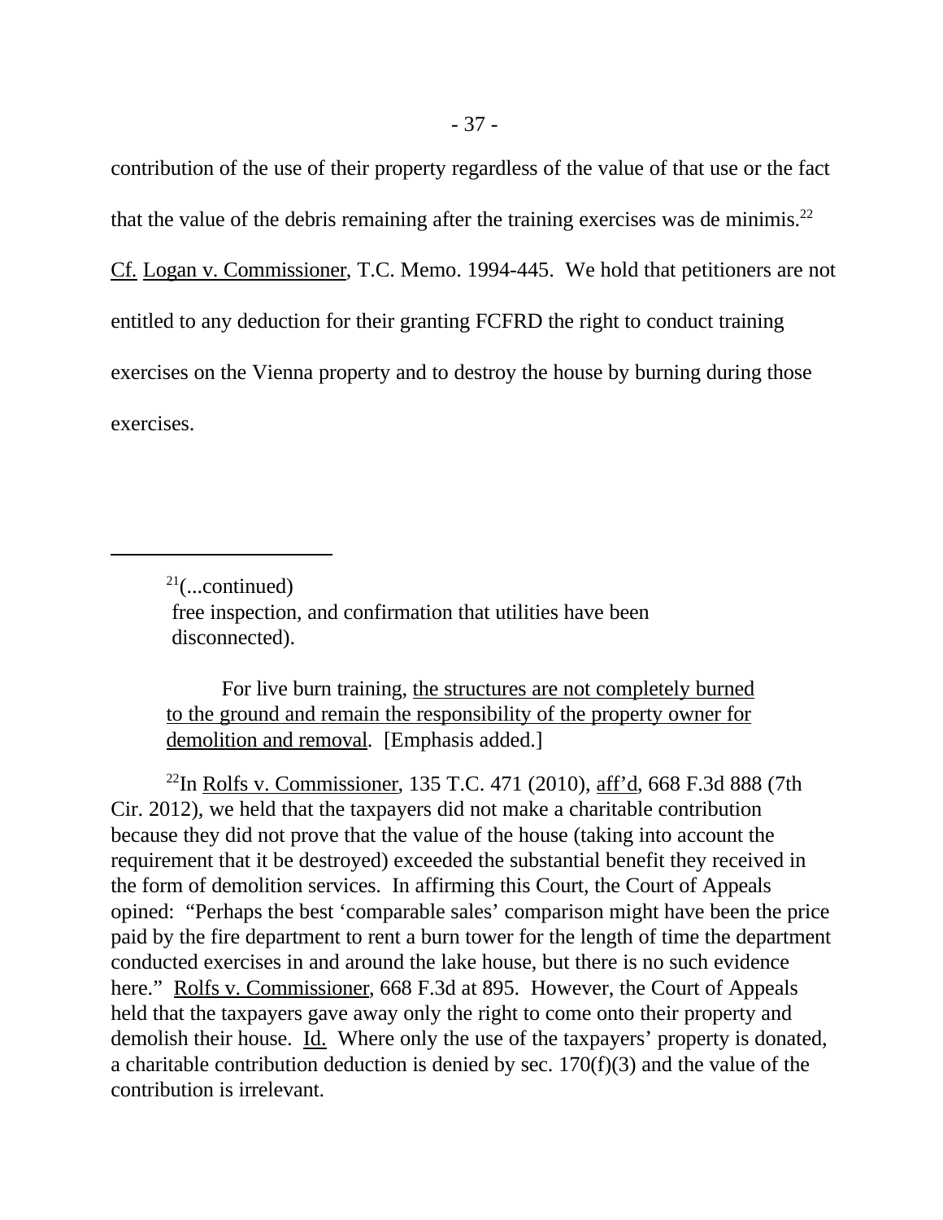contribution of the use of their property regardless of the value of that use or the fact that the value of the debris remaining after the training exercises was de minimis.[22] Cf. Logan v. Commissioner, T.C. Memo. 1994-445. We hold that petitioners are not entitled to any deduction for their granting FCFRD the right to conduct training exercises on the Vienna property and to destroy the house by burning during those exercises.

---

[21](...continued)
free inspection, and confirmation that utilities have been disconnected).

> For live burn training, the structures are not completely burned to the ground and remain the responsibility of the property owner for demolition and removal. [Emphasis added.]

[22]In Rolfs v. Commissioner, 135 T.C. 471 (2010), aff'd, 668 F.3d 888 (7th Cir. 2012), we held that the taxpayers did not make a charitable contribution because they did not prove that the value of the house (taking into account the requirement that it be destroyed) exceeded the substantial benefit they received in the form of demolition services. In affirming this Court, the Court of Appeals opined: "Perhaps the best 'comparable sales' comparison might have been the price paid by the fire department to rent a burn tower for the length of time the department conducted exercises in and around the lake house, but there is no such evidence here." Rolfs v. Commissioner, 668 F.3d at 895. However, the Court of Appeals held that the taxpayers gave away only the right to come onto their property and demolish their house. Id. Where only the use of the taxpayers' property is donated, a charitable contribution deduction is denied by sec. 170(f)(3) and the value of the contribution is irrelevant.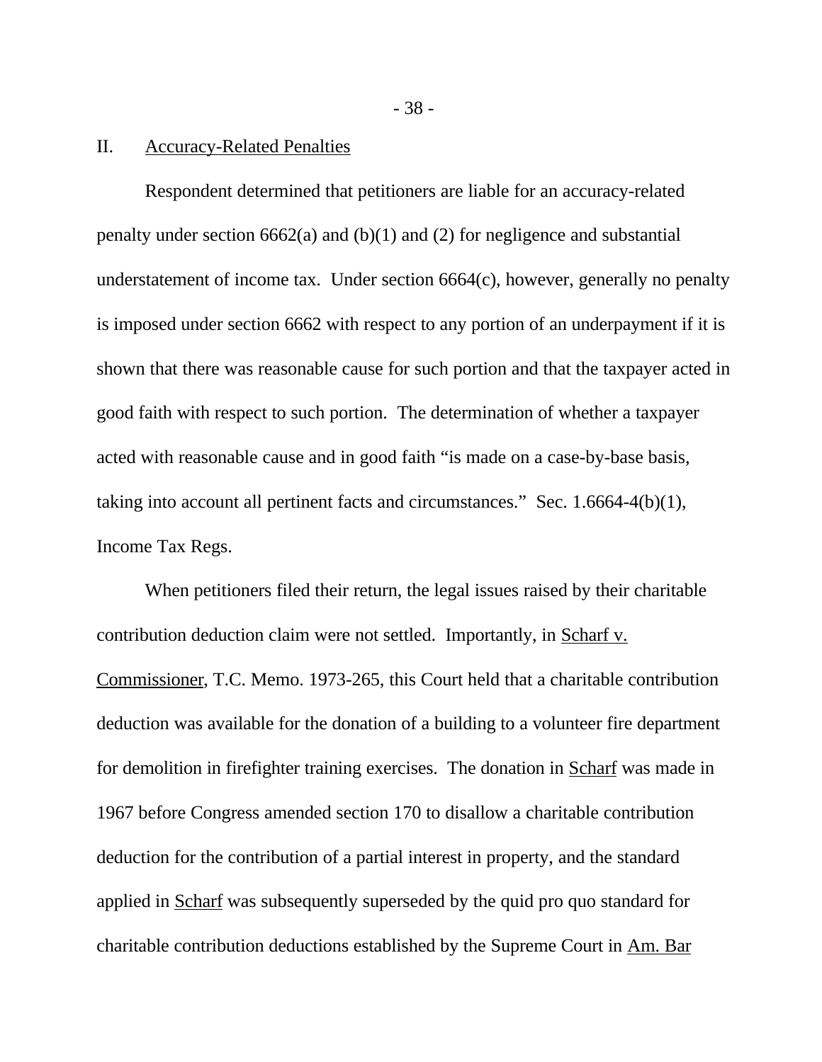## II. Accuracy-Related Penalties

Respondent determined that petitioners are liable for an accuracy-related penalty under section 6662(a) and (b)(1) and (2) for negligence and substantial understatement of income tax. Under section 6664(c), however, generally no penalty is imposed under section 6662 with respect to any portion of an underpayment if it is shown that there was reasonable cause for such portion and that the taxpayer acted in good faith with respect to such portion. The determination of whether a taxpayer acted with reasonable cause and in good faith "is made on a case-by-base basis, taking into account all pertinent facts and circumstances." Sec. 1.6664-4(b)(1), Income Tax Regs.

When petitioners filed their return, the legal issues raised by their charitable contribution deduction claim were not settled. Importantly, in Scharf v. Commissioner, T.C. Memo. 1973-265, this Court held that a charitable contribution deduction was available for the donation of a building to a volunteer fire department for demolition in firefighter training exercises. The donation in Scharf was made in 1967 before Congress amended section 170 to disallow a charitable contribution deduction for the contribution of a partial interest in property, and the standard applied in Scharf was subsequently superseded by the quid pro quo standard for charitable contribution deductions established by the Supreme Court in Am. Bar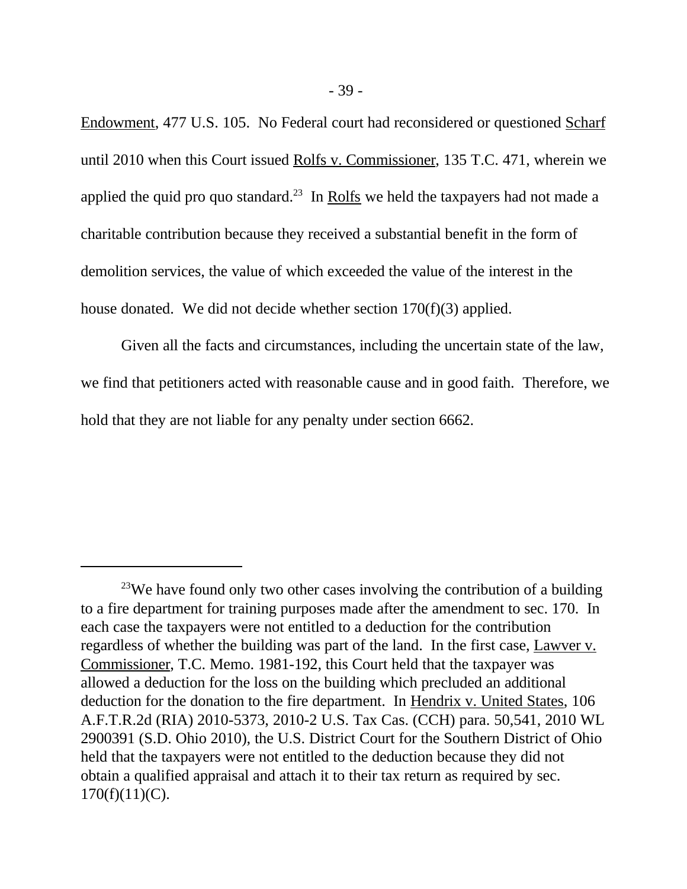Endowment, 477 U.S. 105. No Federal court had reconsidered or questioned Scharf until 2010 when this Court issued Rolfs v. Commissioner, 135 T.C. 471, wherein we applied the quid pro quo standard.[23] In Rolfs we held the taxpayers had not made a charitable contribution because they received a substantial benefit in the form of demolition services, the value of which exceeded the value of the interest in the house donated. We did not decide whether section 170(f)(3) applied.

Given all the facts and circumstances, including the uncertain state of the law, we find that petitioners acted with reasonable cause and in good faith. Therefore, we hold that they are not liable for any penalty under section 6662.

---

[23]We have found only two other cases involving the contribution of a building to a fire department for training purposes made after the amendment to sec. 170. In each case the taxpayers were not entitled to a deduction for the contribution regardless of whether the building was part of the land. In the first case, Lawver v. Commissioner, T.C. Memo. 1981-192, this Court held that the taxpayer was allowed a deduction for the loss on the building which precluded an additional deduction for the donation to the fire department. In Hendrix v. United States, 106 A.F.T.R.2d (RIA) 2010-5373, 2010-2 U.S. Tax Cas. (CCH) para. 50,541, 2010 WL 2900391 (S.D. Ohio 2010), the U.S. District Court for the Southern District of Ohio held that the taxpayers were not entitled to the deduction because they did not obtain a qualified appraisal and attach it to their tax return as required by sec. 170(f)(11)(C).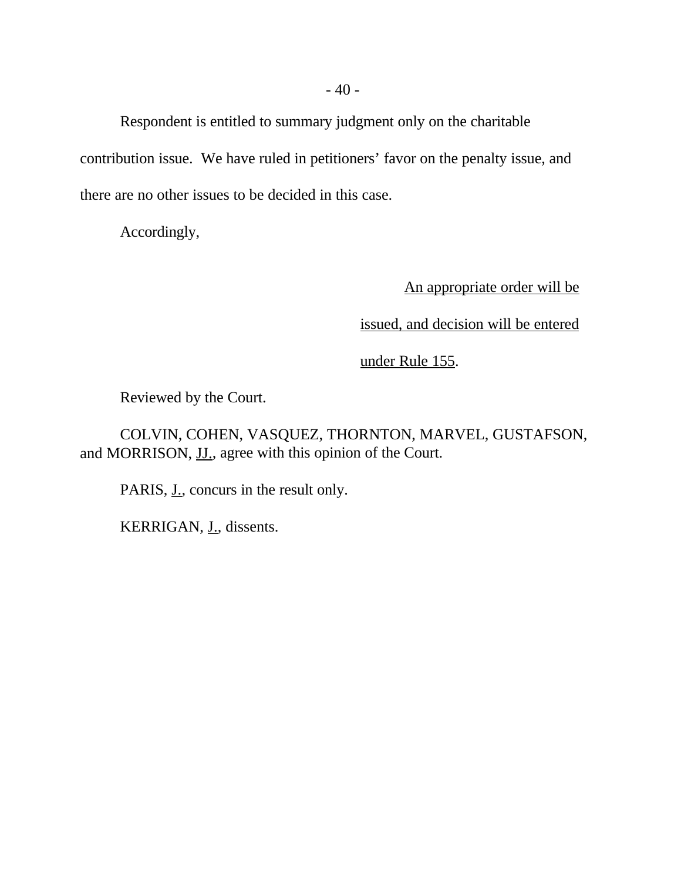Respondent is entitled to summary judgment only on the charitable contribution issue. We have ruled in petitioners' favor on the penalty issue, and there are no other issues to be decided in this case.

Accordingly,

An appropriate order will be issued, and decision will be entered under Rule 155.

Reviewed by the Court.

COLVIN, COHEN, VASQUEZ, THORNTON, MARVEL, GUSTAFSON, and MORRISON, JJ., agree with this opinion of the Court.

PARIS, J., concurs in the result only.

KERRIGAN, J., dissents.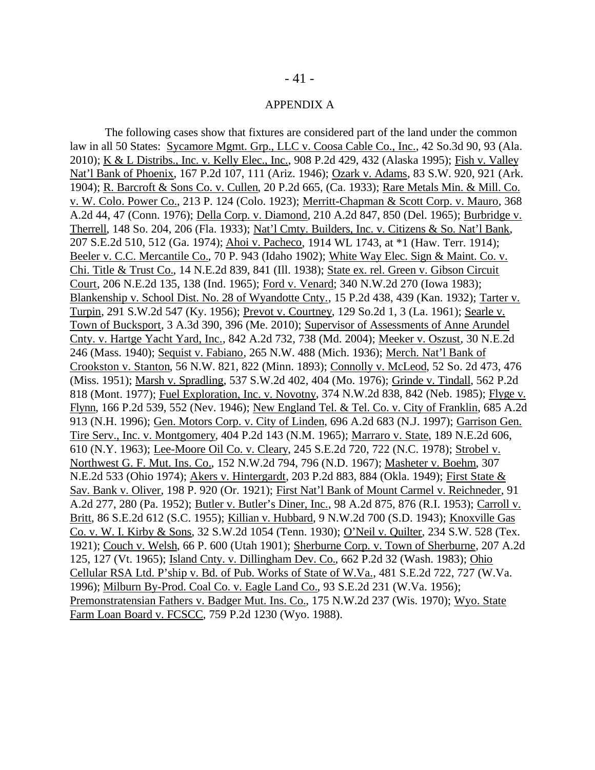# APPENDIX A

The following cases show that fixtures are considered part of the land under the common law in all 50 States: Sycamore Mgmt. Grp., LLC v. Coosa Cable Co., Inc., 42 So.3d 90, 93 (Ala. 2010); K & L Distribs., Inc. v. Kelly Elec., Inc., 908 P.2d 429, 432 (Alaska 1995); Fish v. Valley Nat'l Bank of Phoenix, 167 P.2d 107, 111 (Ariz. 1946); Ozark v. Adams, 83 S.W. 920, 921 (Ark. 1904); R. Barcroft & Sons Co. v. Cullen, 20 P.2d 665, (Ca. 1933); Rare Metals Min. & Mill. Co. v. W. Colo. Power Co., 213 P. 124 (Colo. 1923); Merritt-Chapman & Scott Corp. v. Mauro, 368 A.2d 44, 47 (Conn. 1976); Della Corp. v. Diamond, 210 A.2d 847, 850 (Del. 1965); Burbridge v. Therrell, 148 So. 204, 206 (Fla. 1933); Nat'l Cmty. Builders, Inc. v. Citizens & So. Nat'l Bank, 207 S.E.2d 510, 512 (Ga. 1974); Ahoi v. Pacheco, 1914 WL 1743, at *1 (Haw. Terr. 1914); Beeler v. C.C. Mercantile Co., 70 P. 943 (Idaho 1902); White Way Elec. Sign & Maint. Co. v. Chi. Title & Trust Co., 14 N.E.2d 839, 841 (Ill. 1938); State ex. rel. Green v. Gibson Circuit Court, 206 N.E.2d 135, 138 (Ind. 1965); Ford v. Venard; 340 N.W.2d 270 (Iowa 1983); Blankenship v. School Dist. No. 28 of Wyandotte Cnty., 15 P.2d 438, 439 (Kan. 1932); Tarter v. Turpin, 291 S.W.2d 547 (Ky. 1956); Prevot v. Courtney, 129 So.2d 1, 3 (La. 1961); Searle v. Town of Bucksport, 3 A.3d 390, 396 (Me. 2010); Supervisor of Assessments of Anne Arundel Cnty. v. Hartge Yacht Yard, Inc., 842 A.2d 732, 738 (Md. 2004); Meeker v. Oszust, 30 N.E.2d 246 (Mass. 1940); Sequist v. Fabiano, 265 N.W. 488 (Mich. 1936); Merch. Nat'l Bank of Crookston v. Stanton, 56 N.W. 821, 822 (Minn. 1893); Connolly v. McLeod, 52 So. 2d 473, 476 (Miss. 1951); Marsh v. Spradling, 537 S.W.2d 402, 404 (Mo. 1976); Grinde v. Tindall, 562 P.2d 818 (Mont. 1977); Fuel Exploration, Inc. v. Novotny, 374 N.W.2d 838, 842 (Neb. 1985); Flyge v. Flynn, 166 P.2d 539, 552 (Nev. 1946); New England Tel. & Tel. Co. v. City of Franklin, 685 A.2d 913 (N.H. 1996); Gen. Motors Corp. v. City of Linden, 696 A.2d 683 (N.J. 1997); Garrison Gen. Tire Serv., Inc. v. Montgomery, 404 P.2d 143 (N.M. 1965); Marraro v. State, 189 N.E.2d 606, 610 (N.Y. 1963); Lee-Moore Oil Co. v. Cleary, 245 S.E.2d 720, 722 (N.C. 1978); Strobel v. Northwest G. F. Mut. Ins. Co., 152 N.W.2d 794, 796 (N.D. 1967); Masheter v. Boehm, 307 N.E.2d 533 (Ohio 1974); Akers v. Hintergardt, 203 P.2d 883, 884 (Okla. 1949); First State & Sav. Bank v. Oliver, 198 P. 920 (Or. 1921); First Nat'l Bank of Mount Carmel v. Reichneder, 91 A.2d 277, 280 (Pa. 1952); Butler v. Butler's Diner, Inc., 98 A.2d 875, 876 (R.I. 1953); Carroll v. Britt, 86 S.E.2d 612 (S.C. 1955); Killian v. Hubbard, 9 N.W.2d 700 (S.D. 1943); Knoxville Gas Co. v. W. I. Kirby & Sons, 32 S.W.2d 1054 (Tenn. 1930); O'Neil v. Quilter, 234 S.W. 528 (Tex. 1921); Couch v. Welsh, 66 P. 600 (Utah 1901); Sherburne Corp. v. Town of Sherburne, 207 A.2d 125, 127 (Vt. 1965); Island Cnty. v. Dillingham Dev. Co., 662 P.2d 32 (Wash. 1983); Ohio Cellular RSA Ltd. P'ship v. Bd. of Pub. Works of State of W.Va., 481 S.E.2d 722, 727 (W.Va. 1996); Milburn By-Prod. Coal Co. v. Eagle Land Co., 93 S.E.2d 231 (W.Va. 1956); Premonstratensian Fathers v. Badger Mut. Ins. Co., 175 N.W.2d 237 (Wis. 1970); Wyo. State Farm Loan Board v. FCSCC, 759 P.2d 1230 (Wyo. 1988).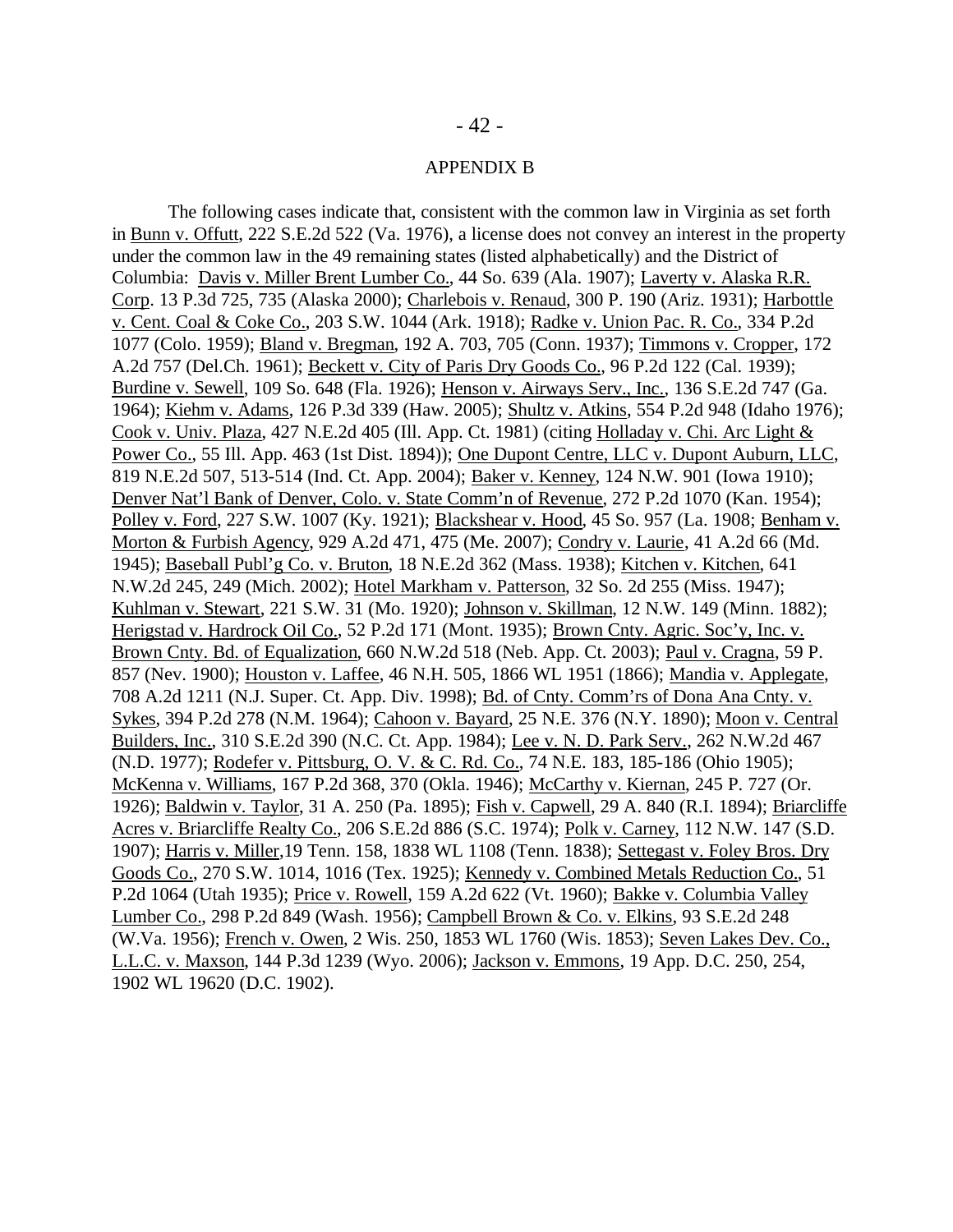## APPENDIX B

The following cases indicate that, consistent with the common law in Virginia as set forth in Bunn v. Offutt, 222 S.E.2d 522 (Va. 1976), a license does not convey an interest in the property under the common law in the 49 remaining states (listed alphabetically) and the District of Columbia: Davis v. Miller Brent Lumber Co., 44 So. 639 (Ala. 1907); Laverty v. Alaska R.R. Corp. 13 P.3d 725, 735 (Alaska 2000); Charlebois v. Renaud, 300 P. 190 (Ariz. 1931); Harbottle v. Cent. Coal & Coke Co., 203 S.W. 1044 (Ark. 1918); Radke v. Union Pac. R. Co., 334 P.2d 1077 (Colo. 1959); Bland v. Bregman, 192 A. 703, 705 (Conn. 1937); Timmons v. Cropper, 172 A.2d 757 (Del.Ch. 1961); Beckett v. City of Paris Dry Goods Co., 96 P.2d 122 (Cal. 1939); Burdine v. Sewell, 109 So. 648 (Fla. 1926); Henson v. Airways Serv., Inc., 136 S.E.2d 747 (Ga. 1964); Kiehm v. Adams, 126 P.3d 339 (Haw. 2005); Shultz v. Atkins, 554 P.2d 948 (Idaho 1976); Cook v. Univ. Plaza, 427 N.E.2d 405 (Ill. App. Ct. 1981) (citing Holladay v. Chi. Arc Light & Power Co., 55 Ill. App. 463 (1st Dist. 1894)); One Dupont Centre, LLC v. Dupont Auburn, LLC, 819 N.E.2d 507, 513-514 (Ind. Ct. App. 2004); Baker v. Kenney, 124 N.W. 901 (Iowa 1910); Denver Nat'l Bank of Denver, Colo. v. State Comm'n of Revenue, 272 P.2d 1070 (Kan. 1954); Polley v. Ford, 227 S.W. 1007 (Ky. 1921); Blackshear v. Hood, 45 So. 957 (La. 1908; Benham v. Morton & Furbish Agency, 929 A.2d 471, 475 (Me. 2007); Condry v. Laurie, 41 A.2d 66 (Md. 1945); Baseball Publ'g Co. v. Bruton, 18 N.E.2d 362 (Mass. 1938); Kitchen v. Kitchen, 641 N.W.2d 245, 249 (Mich. 2002); Hotel Markham v. Patterson, 32 So. 2d 255 (Miss. 1947); Kuhlman v. Stewart, 221 S.W. 31 (Mo. 1920); Johnson v. Skillman, 12 N.W. 149 (Minn. 1882); Herigstad v. Hardrock Oil Co., 52 P.2d 171 (Mont. 1935); Brown Cnty. Agric. Soc'y, Inc. v. Brown Cnty. Bd. of Equalization, 660 N.W.2d 518 (Neb. App. Ct. 2003); Paul v. Cragna, 59 P. 857 (Nev. 1900); Houston v. Laffee, 46 N.H. 505, 1866 WL 1951 (1866); Mandia v. Applegate, 708 A.2d 1211 (N.J. Super. Ct. App. Div. 1998); Bd. of Cnty. Comm'rs of Dona Ana Cnty. v. Sykes, 394 P.2d 278 (N.M. 1964); Cahoon v. Bayard, 25 N.E. 376 (N.Y. 1890); Moon v. Central Builders, Inc., 310 S.E.2d 390 (N.C. Ct. App. 1984); Lee v. N. D. Park Serv., 262 N.W.2d 467 (N.D. 1977); Rodefer v. Pittsburg, O. V. & C. Rd. Co., 74 N.E. 183, 185-186 (Ohio 1905); McKenna v. Williams, 167 P.2d 368, 370 (Okla. 1946); McCarthy v. Kiernan, 245 P. 727 (Or. 1926); Baldwin v. Taylor, 31 A. 250 (Pa. 1895); Fish v. Capwell, 29 A. 840 (R.I. 1894); Briarcliffe Acres v. Briarcliffe Realty Co., 206 S.E.2d 886 (S.C. 1974); Polk v. Carney, 112 N.W. 147 (S.D. 1907); Harris v. Miller,19 Tenn. 158, 1838 WL 1108 (Tenn. 1838); Settegast v. Foley Bros. Dry Goods Co., 270 S.W. 1014, 1016 (Tex. 1925); Kennedy v. Combined Metals Reduction Co., 51 P.2d 1064 (Utah 1935); Price v. Rowell, 159 A.2d 622 (Vt. 1960); Bakke v. Columbia Valley Lumber Co., 298 P.2d 849 (Wash. 1956); Campbell Brown & Co. v. Elkins, 93 S.E.2d 248 (W.Va. 1956); French v. Owen, 2 Wis. 250, 1853 WL 1760 (Wis. 1853); Seven Lakes Dev. Co., L.L.C. v. Maxson, 144 P.3d 1239 (Wyo. 2006); Jackson v. Emmons, 19 App. D.C. 250, 254, 1902 WL 19620 (D.C. 1902).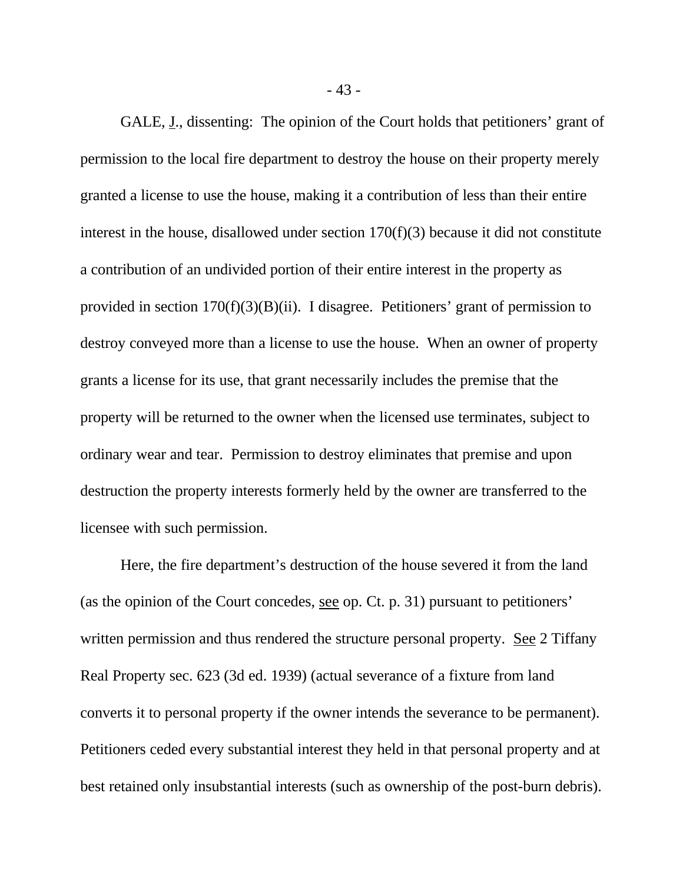GALE, J., dissenting: The opinion of the Court holds that petitioners' grant of permission to the local fire department to destroy the house on their property merely granted a license to use the house, making it a contribution of less than their entire interest in the house, disallowed under section 170(f)(3) because it did not constitute a contribution of an undivided portion of their entire interest in the property as provided in section 170(f)(3)(B)(ii). I disagree. Petitioners' grant of permission to destroy conveyed more than a license to use the house. When an owner of property grants a license for its use, that grant necessarily includes the premise that the property will be returned to the owner when the licensed use terminates, subject to ordinary wear and tear. Permission to destroy eliminates that premise and upon destruction the property interests formerly held by the owner are transferred to the licensee with such permission.

Here, the fire department's destruction of the house severed it from the land (as the opinion of the Court concedes, see op. Ct. p. 31) pursuant to petitioners' written permission and thus rendered the structure personal property. See 2 Tiffany Real Property sec. 623 (3d ed. 1939) (actual severance of a fixture from land converts it to personal property if the owner intends the severance to be permanent). Petitioners ceded every substantial interest they held in that personal property and at best retained only insubstantial interests (such as ownership of the post-burn debris).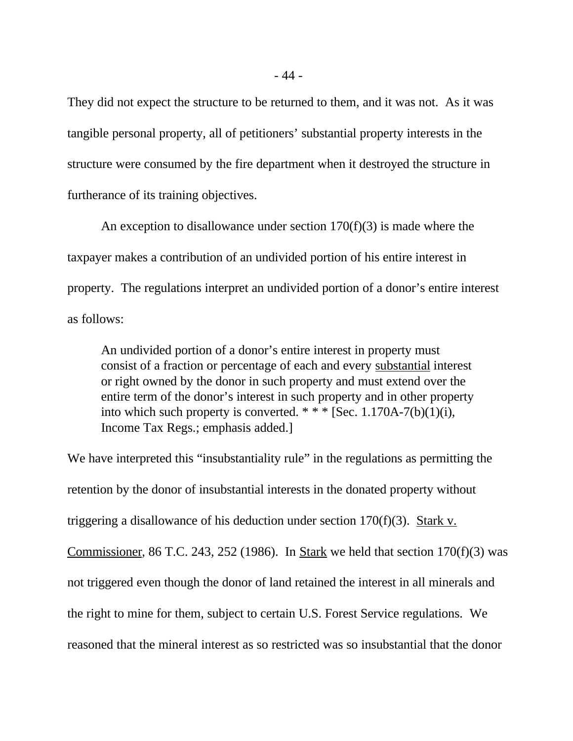They did not expect the structure to be returned to them, and it was not. As it was tangible personal property, all of petitioners' substantial property interests in the structure were consumed by the fire department when it destroyed the structure in furtherance of its training objectives.

An exception to disallowance under section 170(f)(3) is made where the taxpayer makes a contribution of an undivided portion of his entire interest in property. The regulations interpret an undivided portion of a donor's entire interest as follows:

> An undivided portion of a donor's entire interest in property must consist of a fraction or percentage of each and every <u>substantial</u> interest or right owned by the donor in such property and must extend over the entire term of the donor's interest in such property and in other property into which such property is converted. * * * [Sec. 1.170A-7(b)(1)(i), Income Tax Regs.; emphasis added.]

We have interpreted this "insubstantiality rule" in the regulations as permitting the retention by the donor of insubstantial interests in the donated property without triggering a disallowance of his deduction under section 170(f)(3). <u>Stark v. Commissioner</u>, 86 T.C. 243, 252 (1986). In <u>Stark</u> we held that section 170(f)(3) was not triggered even though the donor of land retained the interest in all minerals and the right to mine for them, subject to certain U.S. Forest Service regulations. We reasoned that the mineral interest as so restricted was so insubstantial that the donor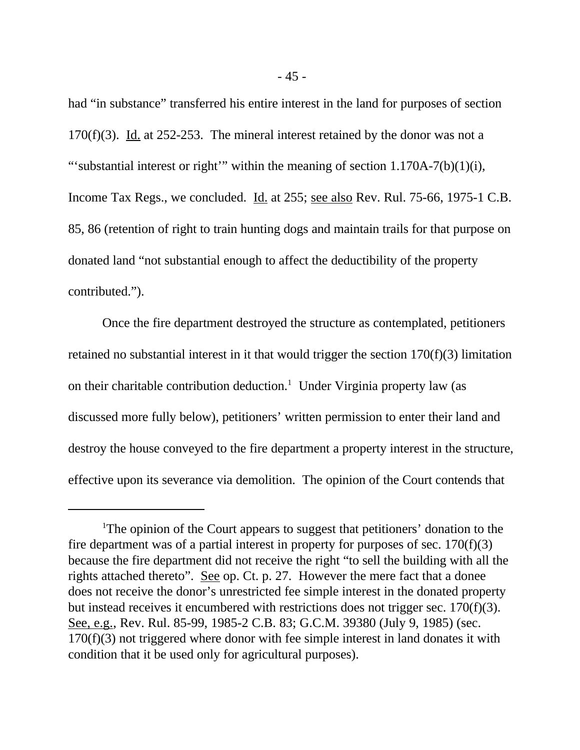had “in substance” transferred his entire interest in the land for purposes of section 170(f)(3). Id. at 252-253. The mineral interest retained by the donor was not a “‘substantial interest or right’” within the meaning of section 1.170A-7(b)(1)(i), Income Tax Regs., we concluded. Id. at 255; see also Rev. Rul. 75-66, 1975-1 C.B. 85, 86 (retention of right to train hunting dogs and maintain trails for that purpose on donated land “not substantial enough to affect the deductibility of the property contributed.”).

Once the fire department destroyed the structure as contemplated, petitioners retained no substantial interest in it that would trigger the section 170(f)(3) limitation on their charitable contribution deduction.[1] Under Virginia property law (as discussed more fully below), petitioners’ written permission to enter their land and destroy the house conveyed to the fire department a property interest in the structure, effective upon its severance via demolition. The opinion of the Court contends that

---

[1]The opinion of the Court appears to suggest that petitioners’ donation to the fire department was of a partial interest in property for purposes of sec. 170(f)(3) because the fire department did not receive the right “to sell the building with all the rights attached thereto”. See op. Ct. p. 27. However the mere fact that a donee does not receive the donor’s unrestricted fee simple interest in the donated property but instead receives it encumbered with restrictions does not trigger sec. 170(f)(3). See, e.g., Rev. Rul. 85-99, 1985-2 C.B. 83; G.C.M. 39380 (July 9, 1985) (sec. 170(f)(3) not triggered where donor with fee simple interest in land donates it with condition that it be used only for agricultural purposes).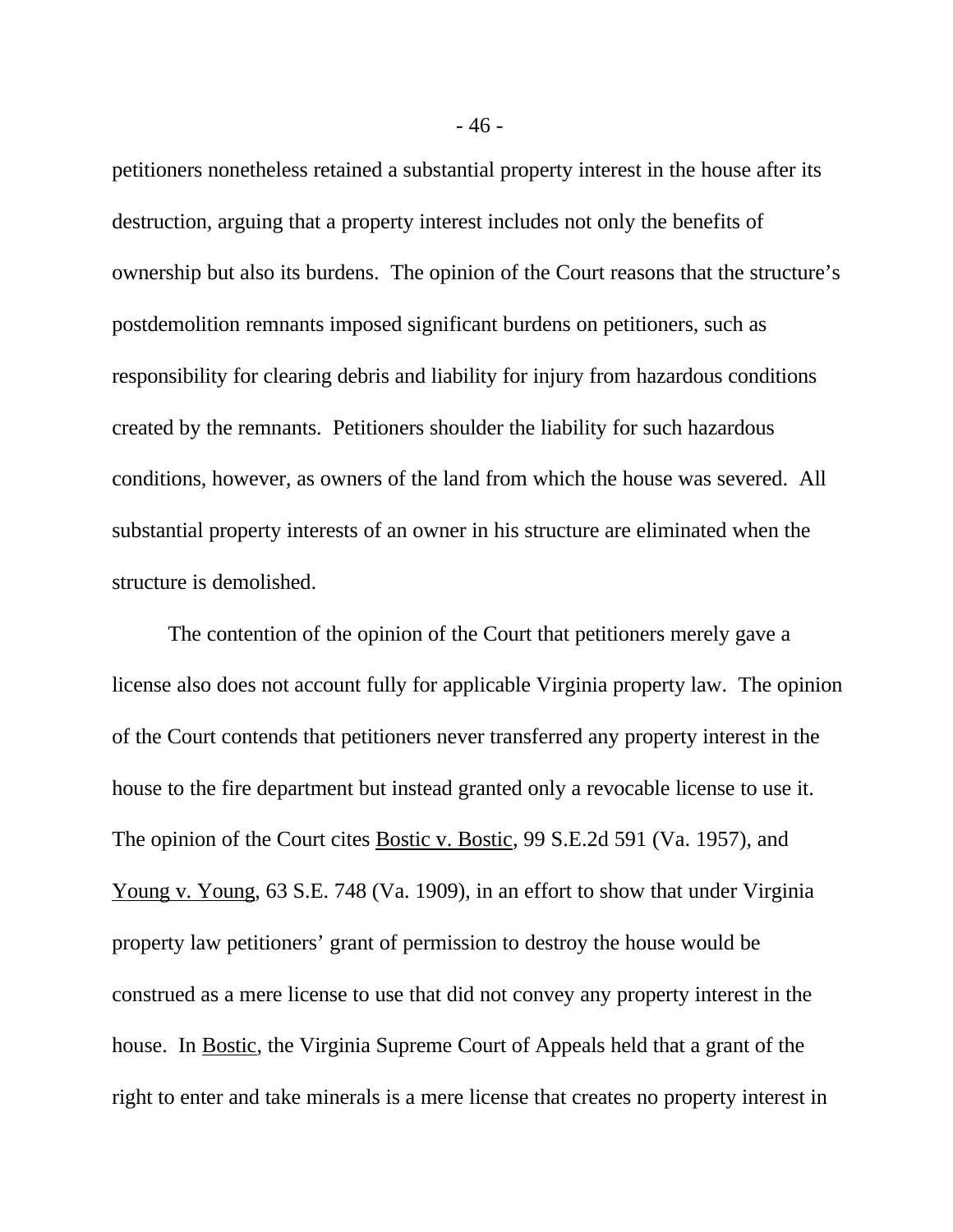petitioners nonetheless retained a substantial property interest in the house after its destruction, arguing that a property interest includes not only the benefits of ownership but also its burdens. The opinion of the Court reasons that the structure's postdemolition remnants imposed significant burdens on petitioners, such as responsibility for clearing debris and liability for injury from hazardous conditions created by the remnants. Petitioners shoulder the liability for such hazardous conditions, however, as owners of the land from which the house was severed. All substantial property interests of an owner in his structure are eliminated when the structure is demolished.

The contention of the opinion of the Court that petitioners merely gave a license also does not account fully for applicable Virginia property law. The opinion of the Court contends that petitioners never transferred any property interest in the house to the fire department but instead granted only a revocable license to use it. The opinion of the Court cites Bostic v. Bostic, 99 S.E.2d 591 (Va. 1957), and Young v. Young, 63 S.E. 748 (Va. 1909), in an effort to show that under Virginia property law petitioners' grant of permission to destroy the house would be construed as a mere license to use that did not convey any property interest in the house. In Bostic, the Virginia Supreme Court of Appeals held that a grant of the right to enter and take minerals is a mere license that creates no property interest in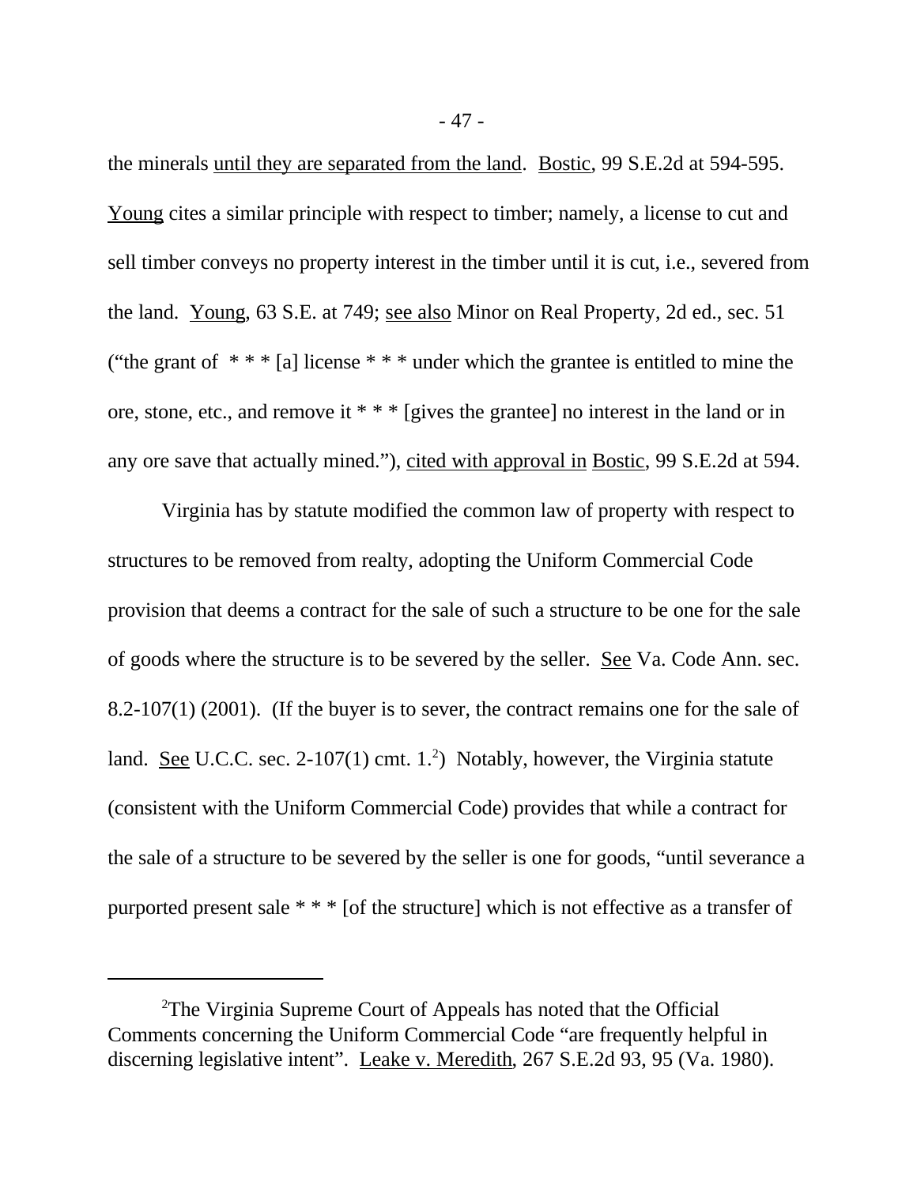the minerals until they are separated from the land. Bostic, 99 S.E.2d at 594-595. Young cites a similar principle with respect to timber; namely, a license to cut and sell timber conveys no property interest in the timber until it is cut, i.e., severed from the land. Young, 63 S.E. at 749; see also Minor on Real Property, 2d ed., sec. 51 ("the grant of * * * [a] license * * * under which the grantee is entitled to mine the ore, stone, etc., and remove it * * * [gives the grantee] no interest in the land or in any ore save that actually mined."), cited with approval in Bostic, 99 S.E.2d at 594.

Virginia has by statute modified the common law of property with respect to structures to be removed from realty, adopting the Uniform Commercial Code provision that deems a contract for the sale of such a structure to be one for the sale of goods where the structure is to be severed by the seller. See Va. Code Ann. sec. 8.2-107(1) (2001). (If the buyer is to sever, the contract remains one for the sale of land. See U.C.C. sec. 2-107(1) cmt. 1.[2]) Notably, however, the Virginia statute (consistent with the Uniform Commercial Code) provides that while a contract for the sale of a structure to be severed by the seller is one for goods, "until severance a purported present sale * * * [of the structure] which is not effective as a transfer of

---

[2]The Virginia Supreme Court of Appeals has noted that the Official Comments concerning the Uniform Commercial Code "are frequently helpful in discerning legislative intent". Leake v. Meredith, 267 S.E.2d 93, 95 (Va. 1980).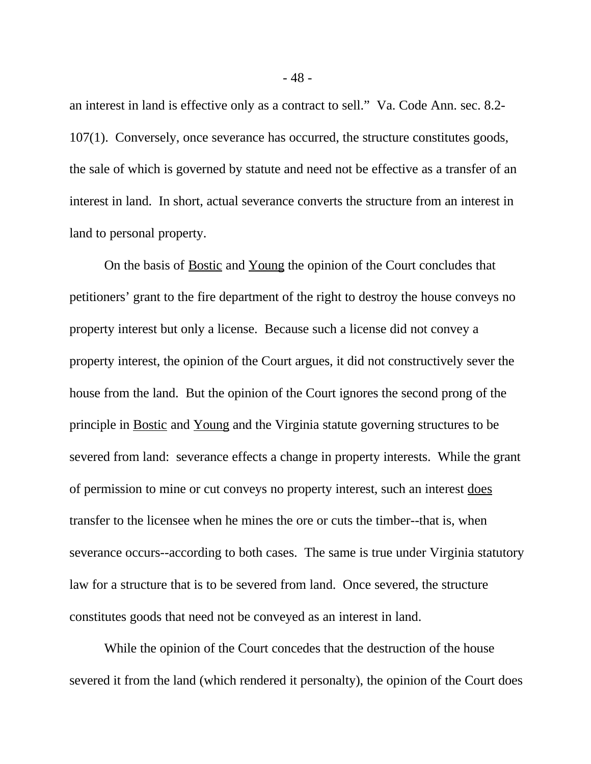an interest in land is effective only as a contract to sell." Va. Code Ann. sec. 8.2-107(1). Conversely, once severance has occurred, the structure constitutes goods, the sale of which is governed by statute and need not be effective as a transfer of an interest in land. In short, actual severance converts the structure from an interest in land to personal property.

On the basis of Bostic and Young the opinion of the Court concludes that petitioners' grant to the fire department of the right to destroy the house conveys no property interest but only a license. Because such a license did not convey a property interest, the opinion of the Court argues, it did not constructively sever the house from the land. But the opinion of the Court ignores the second prong of the principle in Bostic and Young and the Virginia statute governing structures to be severed from land: severance effects a change in property interests. While the grant of permission to mine or cut conveys no property interest, such an interest does transfer to the licensee when he mines the ore or cuts the timber--that is, when severance occurs--according to both cases. The same is true under Virginia statutory law for a structure that is to be severed from land. Once severed, the structure constitutes goods that need not be conveyed as an interest in land.

While the opinion of the Court concedes that the destruction of the house severed it from the land (which rendered it personalty), the opinion of the Court does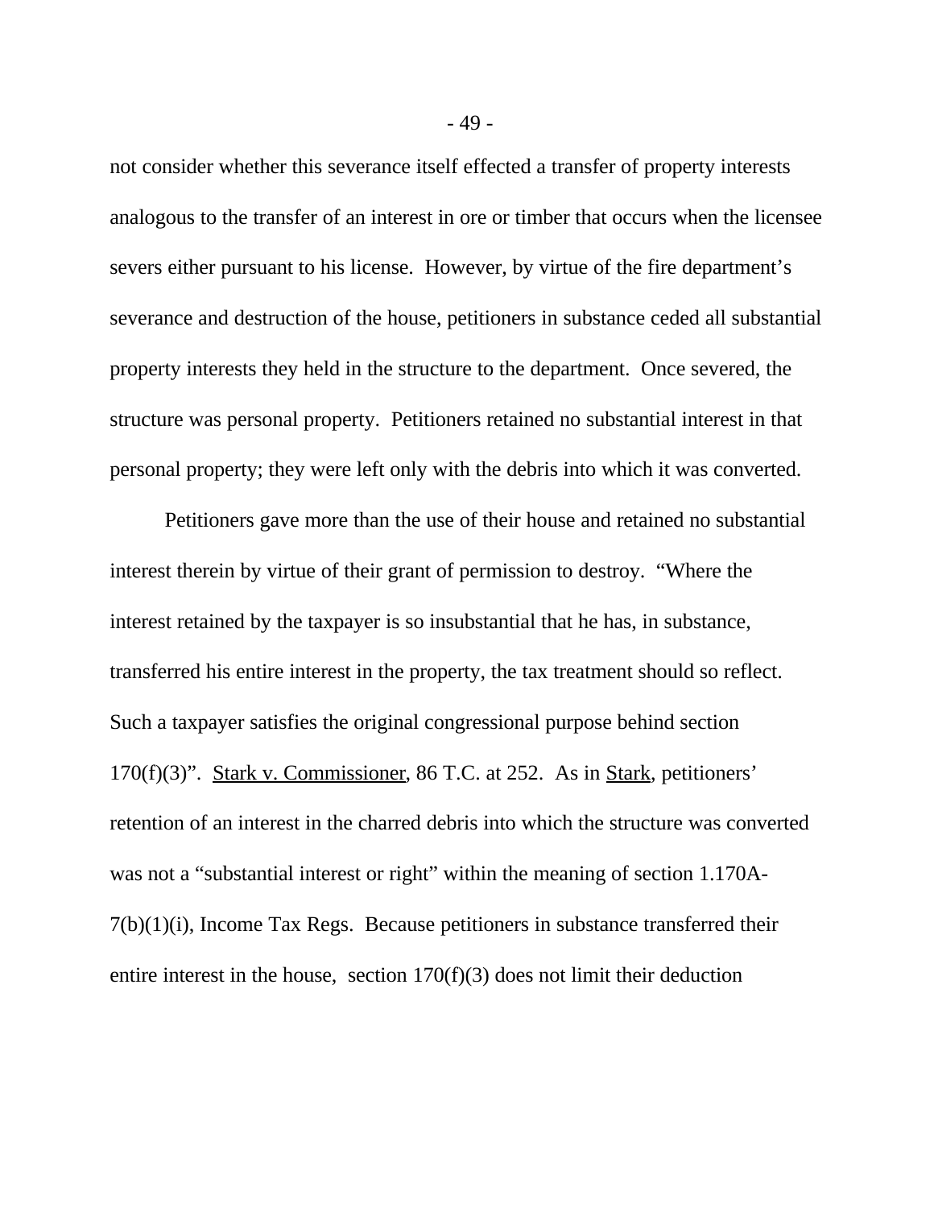not consider whether this severance itself effected a transfer of property interests analogous to the transfer of an interest in ore or timber that occurs when the licensee severs either pursuant to his license. However, by virtue of the fire department's severance and destruction of the house, petitioners in substance ceded all substantial property interests they held in the structure to the department. Once severed, the structure was personal property. Petitioners retained no substantial interest in that personal property; they were left only with the debris into which it was converted.

Petitioners gave more than the use of their house and retained no substantial interest therein by virtue of their grant of permission to destroy. "Where the interest retained by the taxpayer is so insubstantial that he has, in substance, transferred his entire interest in the property, the tax treatment should so reflect. Such a taxpayer satisfies the original congressional purpose behind section 170(f)(3)". Stark v. Commissioner, 86 T.C. at 252. As in Stark, petitioners' retention of an interest in the charred debris into which the structure was converted was not a "substantial interest or right" within the meaning of section 1.170A-7(b)(1)(i), Income Tax Regs. Because petitioners in substance transferred their entire interest in the house, section 170(f)(3) does not limit their deduction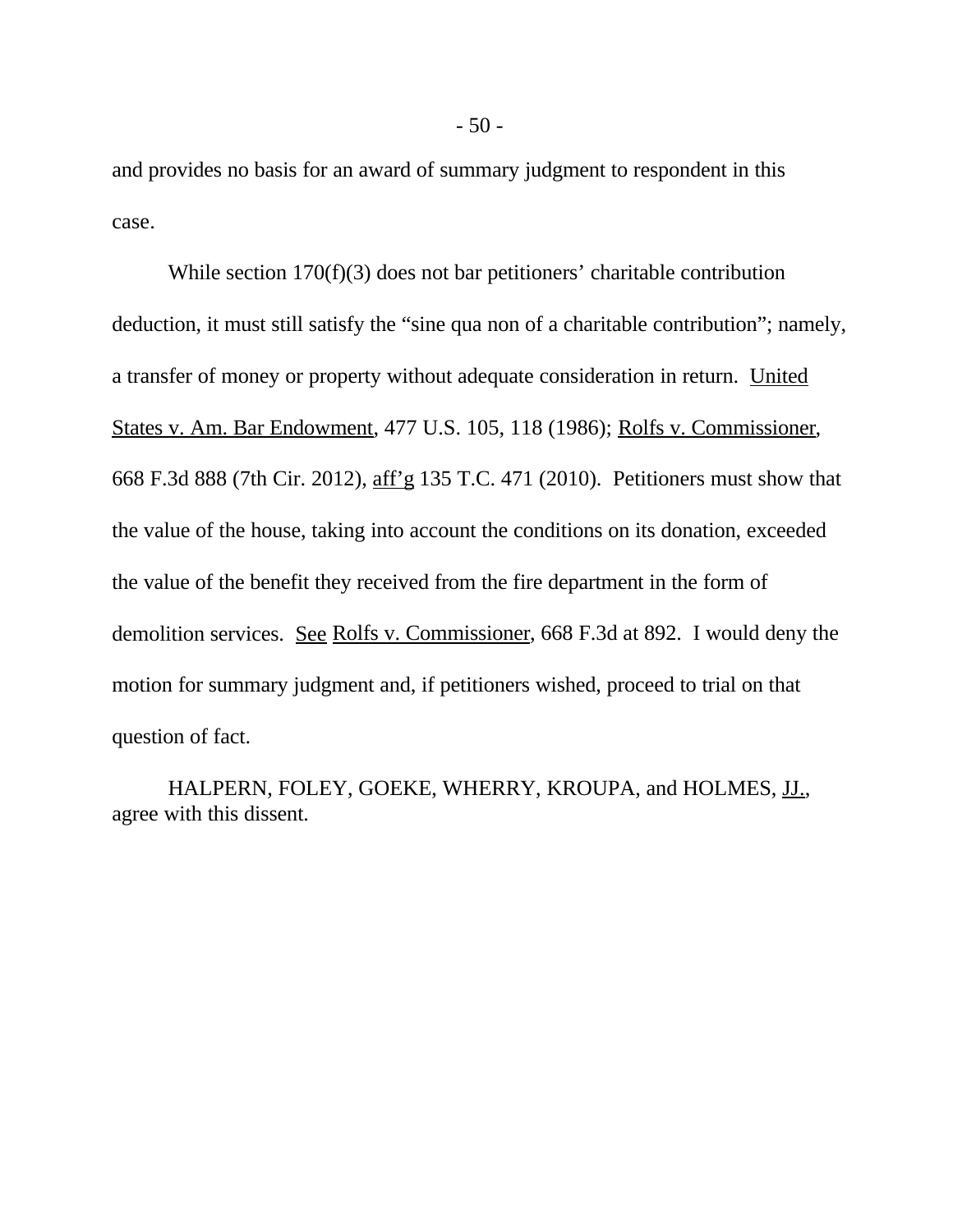and provides no basis for an award of summary judgment to respondent in this case.

While section 170(f)(3) does not bar petitioners' charitable contribution deduction, it must still satisfy the "sine qua non of a charitable contribution"; namely, a transfer of money or property without adequate consideration in return. United States v. Am. Bar Endowment, 477 U.S. 105, 118 (1986); Rolfs v. Commissioner, 668 F.3d 888 (7th Cir. 2012), aff'g 135 T.C. 471 (2010). Petitioners must show that the value of the house, taking into account the conditions on its donation, exceeded the value of the benefit they received from the fire department in the form of demolition services. See Rolfs v. Commissioner, 668 F.3d at 892. I would deny the motion for summary judgment and, if petitioners wished, proceed to trial on that question of fact.

HALPERN, FOLEY, GOEKE, WHERRY, KROUPA, and HOLMES, JJ., agree with this dissent.